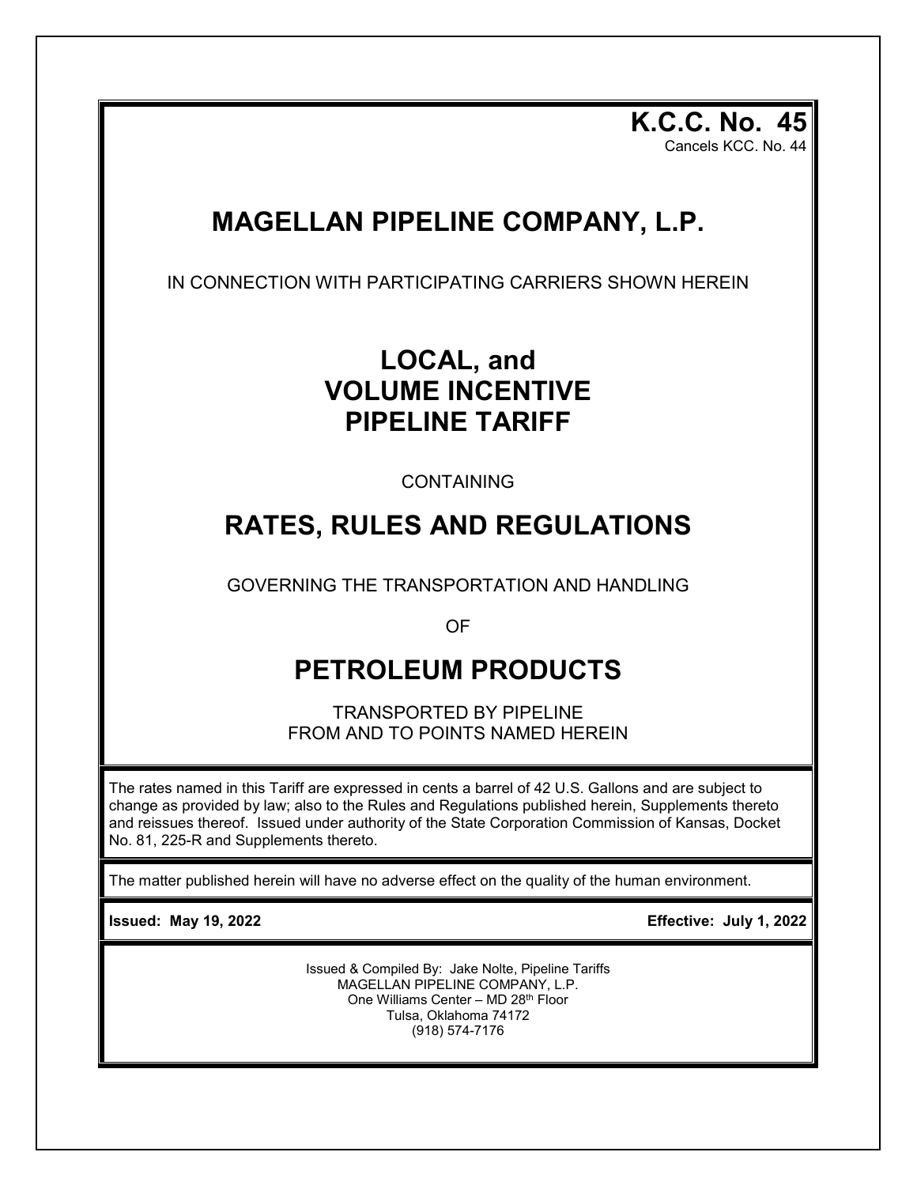**K.C.C. No. 45**
Cancels KCC. No. 44

# MAGELLAN PIPELINE COMPANY, L.P.

IN CONNECTION WITH PARTICIPATING CARRIERS SHOWN HEREIN

# LOCAL, and VOLUME INCENTIVE PIPELINE TARIFF

CONTAINING

# RATES, RULES AND REGULATIONS

GOVERNING THE TRANSPORTATION AND HANDLING

OF

# PETROLEUM PRODUCTS

TRANSPORTED BY PIPELINE
FROM AND TO POINTS NAMED HEREIN

The rates named in this Tariff are expressed in cents a barrel of 42 U.S. Gallons and are subject to change as provided by law; also to the Rules and Regulations published herein, Supplements thereto and reissues thereof. Issued under authority of the State Corporation Commission of Kansas, Docket No. 81, 225-R and Supplements thereto.

The matter published herein will have no adverse effect on the quality of the human environment.

**Issued: May 19, 2022** **Effective: July 1, 2022**

Issued & Compiled By: Jake Nolte, Pipeline Tariffs
MAGELLAN PIPELINE COMPANY, L.P.
One Williams Center – MD 28th Floor
Tulsa, Oklahoma 74172
(918) 574-7176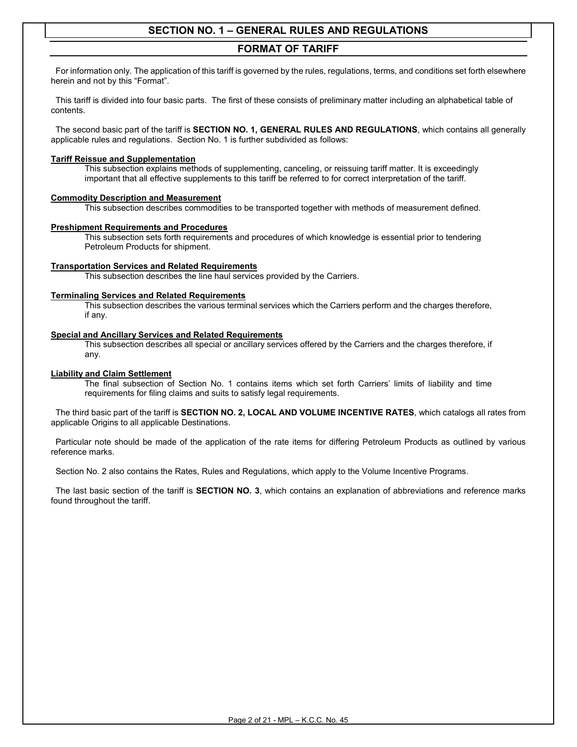## SECTION NO. 1 – GENERAL RULES AND REGULATIONS

### FORMAT OF TARIFF

For information only. The application of this tariff is governed by the rules, regulations, terms, and conditions set forth elsewhere herein and not by this "Format".

This tariff is divided into four basic parts. The first of these consists of preliminary matter including an alphabetical table of contents.

The second basic part of the tariff is **SECTION NO. 1, GENERAL RULES AND REGULATIONS**, which contains all generally applicable rules and regulations. Section No. 1 is further subdivided as follows:

**Tariff Reissue and Supplementation**

This subsection explains methods of supplementing, canceling, or reissuing tariff matter. It is exceedingly important that all effective supplements to this tariff be referred to for correct interpretation of the tariff.

**Commodity Description and Measurement**

This subsection describes commodities to be transported together with methods of measurement defined.

**Preshipment Requirements and Procedures**

This subsection sets forth requirements and procedures of which knowledge is essential prior to tendering Petroleum Products for shipment.

**Transportation Services and Related Requirements**

This subsection describes the line haul services provided by the Carriers.

**Terminaling Services and Related Requirements**

This subsection describes the various terminal services which the Carriers perform and the charges therefore, if any.

**Special and Ancillary Services and Related Requirements**

This subsection describes all special or ancillary services offered by the Carriers and the charges therefore, if any.

**Liability and Claim Settlement**

The final subsection of Section No. 1 contains items which set forth Carriers' limits of liability and time requirements for filing claims and suits to satisfy legal requirements.

The third basic part of the tariff is **SECTION NO. 2, LOCAL AND VOLUME INCENTIVE RATES**, which catalogs all rates from applicable Origins to all applicable Destinations.

Particular note should be made of the application of the rate items for differing Petroleum Products as outlined by various reference marks.

Section No. 2 also contains the Rates, Rules and Regulations, which apply to the Volume Incentive Programs.

The last basic section of the tariff is **SECTION NO. 3**, which contains an explanation of abbreviations and reference marks found throughout the tariff.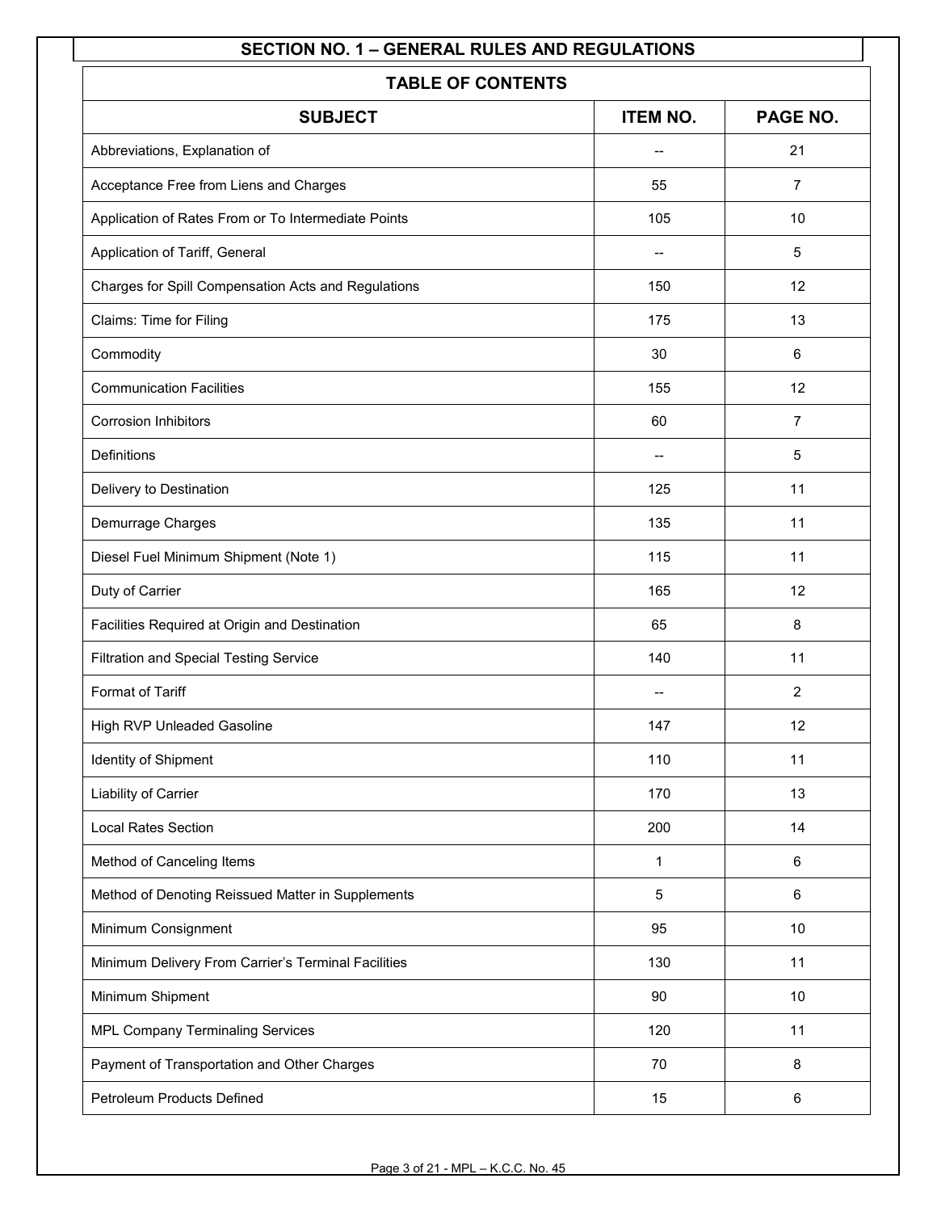## SECTION NO. 1 – GENERAL RULES AND REGULATIONS

### TABLE OF CONTENTS

| SUBJECT | ITEM NO. | PAGE NO. |
|---|---|---|
| Abbreviations, Explanation of | -- | 21 |
| Acceptance Free from Liens and Charges | 55 | 7 |
| Application of Rates From or To Intermediate Points | 105 | 10 |
| Application of Tariff, General | -- | 5 |
| Charges for Spill Compensation Acts and Regulations | 150 | 12 |
| Claims: Time for Filing | 175 | 13 |
| Commodity | 30 | 6 |
| Communication Facilities | 155 | 12 |
| Corrosion Inhibitors | 60 | 7 |
| Definitions | -- | 5 |
| Delivery to Destination | 125 | 11 |
| Demurrage Charges | 135 | 11 |
| Diesel Fuel Minimum Shipment (Note 1) | 115 | 11 |
| Duty of Carrier | 165 | 12 |
| Facilities Required at Origin and Destination | 65 | 8 |
| Filtration and Special Testing Service | 140 | 11 |
| Format of Tariff | -- | 2 |
| High RVP Unleaded Gasoline | 147 | 12 |
| Identity of Shipment | 110 | 11 |
| Liability of Carrier | 170 | 13 |
| Local Rates Section | 200 | 14 |
| Method of Canceling Items | 1 | 6 |
| Method of Denoting Reissued Matter in Supplements | 5 | 6 |
| Minimum Consignment | 95 | 10 |
| Minimum Delivery From Carrier's Terminal Facilities | 130 | 11 |
| Minimum Shipment | 90 | 10 |
| MPL Company Terminaling Services | 120 | 11 |
| Payment of Transportation and Other Charges | 70 | 8 |
| Petroleum Products Defined | 15 | 6 |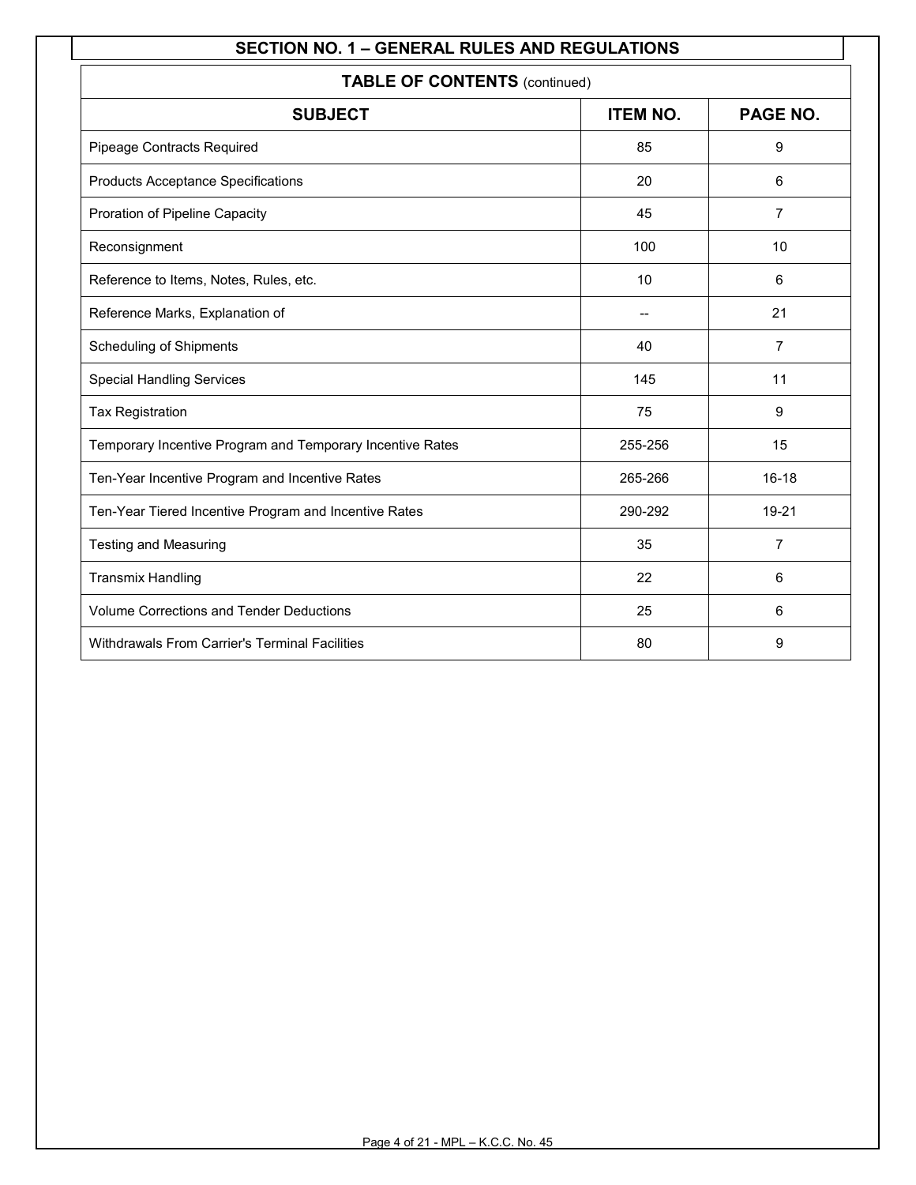## SECTION NO. 1 – GENERAL RULES AND REGULATIONS

### TABLE OF CONTENTS (continued)

| SUBJECT | ITEM NO. | PAGE NO. |
|---|---|---|
| Pipeage Contracts Required | 85 | 9 |
| Products Acceptance Specifications | 20 | 6 |
| Proration of Pipeline Capacity | 45 | 7 |
| Reconsignment | 100 | 10 |
| Reference to Items, Notes, Rules, etc. | 10 | 6 |
| Reference Marks, Explanation of | -- | 21 |
| Scheduling of Shipments | 40 | 7 |
| Special Handling Services | 145 | 11 |
| Tax Registration | 75 | 9 |
| Temporary Incentive Program and Temporary Incentive Rates | 255-256 | 15 |
| Ten-Year Incentive Program and Incentive Rates | 265-266 | 16-18 |
| Ten-Year Tiered Incentive Program and Incentive Rates | 290-292 | 19-21 |
| Testing and Measuring | 35 | 7 |
| Transmix Handling | 22 | 6 |
| Volume Corrections and Tender Deductions | 25 | 6 |
| Withdrawals From Carrier's Terminal Facilities | 80 | 9 |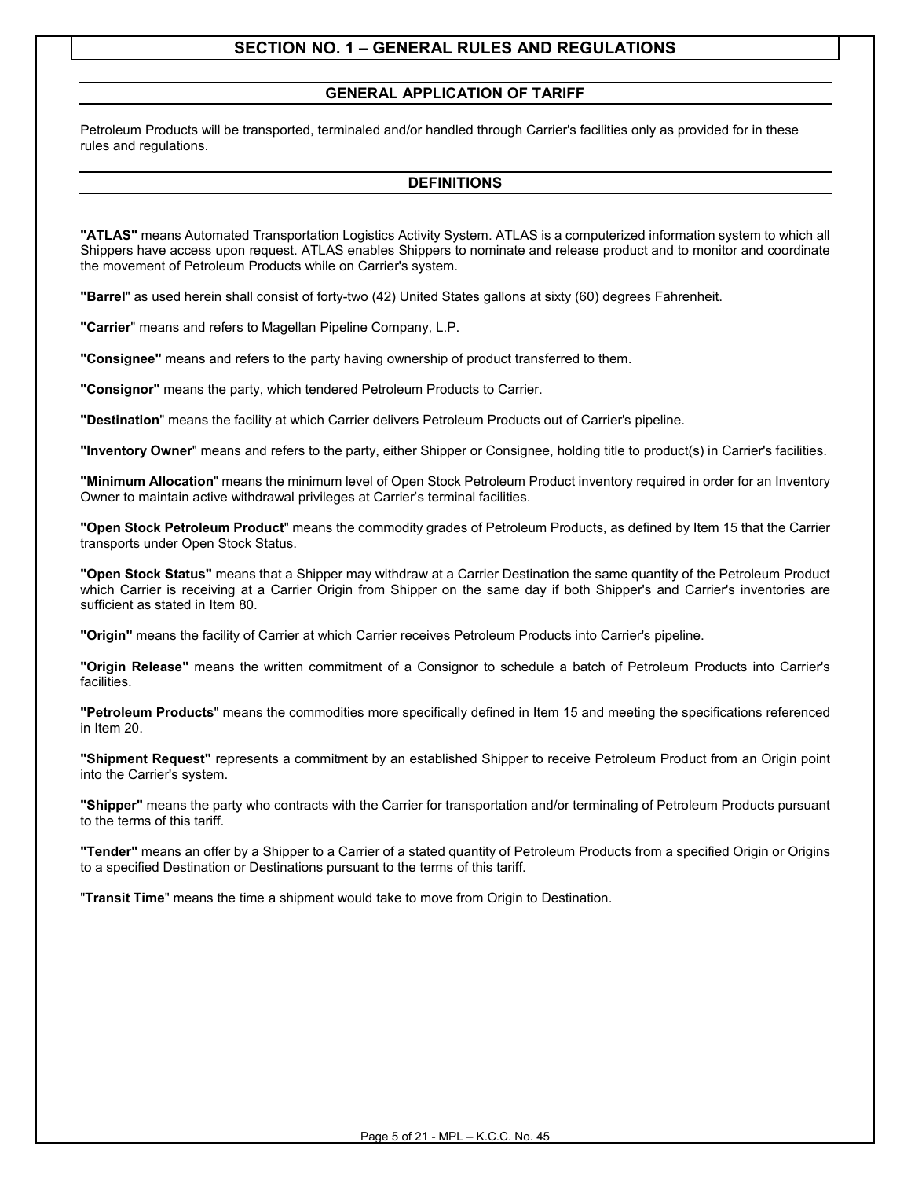# SECTION NO. 1 – GENERAL RULES AND REGULATIONS

## GENERAL APPLICATION OF TARIFF

Petroleum Products will be transported, terminaled and/or handled through Carrier's facilities only as provided for in these rules and regulations.

## DEFINITIONS

**"ATLAS"** means Automated Transportation Logistics Activity System. ATLAS is a computerized information system to which all Shippers have access upon request. ATLAS enables Shippers to nominate and release product and to monitor and coordinate the movement of Petroleum Products while on Carrier's system.

**"Barrel"** as used herein shall consist of forty-two (42) United States gallons at sixty (60) degrees Fahrenheit.

**"Carrier"** means and refers to Magellan Pipeline Company, L.P.

**"Consignee"** means and refers to the party having ownership of product transferred to them.

**"Consignor"** means the party, which tendered Petroleum Products to Carrier.

**"Destination"** means the facility at which Carrier delivers Petroleum Products out of Carrier's pipeline.

**"Inventory Owner"** means and refers to the party, either Shipper or Consignee, holding title to product(s) in Carrier's facilities.

**"Minimum Allocation"** means the minimum level of Open Stock Petroleum Product inventory required in order for an Inventory Owner to maintain active withdrawal privileges at Carrier's terminal facilities.

**"Open Stock Petroleum Product"** means the commodity grades of Petroleum Products, as defined by Item 15 that the Carrier transports under Open Stock Status.

**"Open Stock Status"** means that a Shipper may withdraw at a Carrier Destination the same quantity of the Petroleum Product which Carrier is receiving at a Carrier Origin from Shipper on the same day if both Shipper's and Carrier's inventories are sufficient as stated in Item 80.

**"Origin"** means the facility of Carrier at which Carrier receives Petroleum Products into Carrier's pipeline.

**"Origin Release"** means the written commitment of a Consignor to schedule a batch of Petroleum Products into Carrier's facilities.

**"Petroleum Products"** means the commodities more specifically defined in Item 15 and meeting the specifications referenced in Item 20.

**"Shipment Request"** represents a commitment by an established Shipper to receive Petroleum Product from an Origin point into the Carrier's system.

**"Shipper"** means the party who contracts with the Carrier for transportation and/or terminaling of Petroleum Products pursuant to the terms of this tariff.

**"Tender"** means an offer by a Shipper to a Carrier of a stated quantity of Petroleum Products from a specified Origin or Origins to a specified Destination or Destinations pursuant to the terms of this tariff.

"**Transit Time**" means the time a shipment would take to move from Origin to Destination.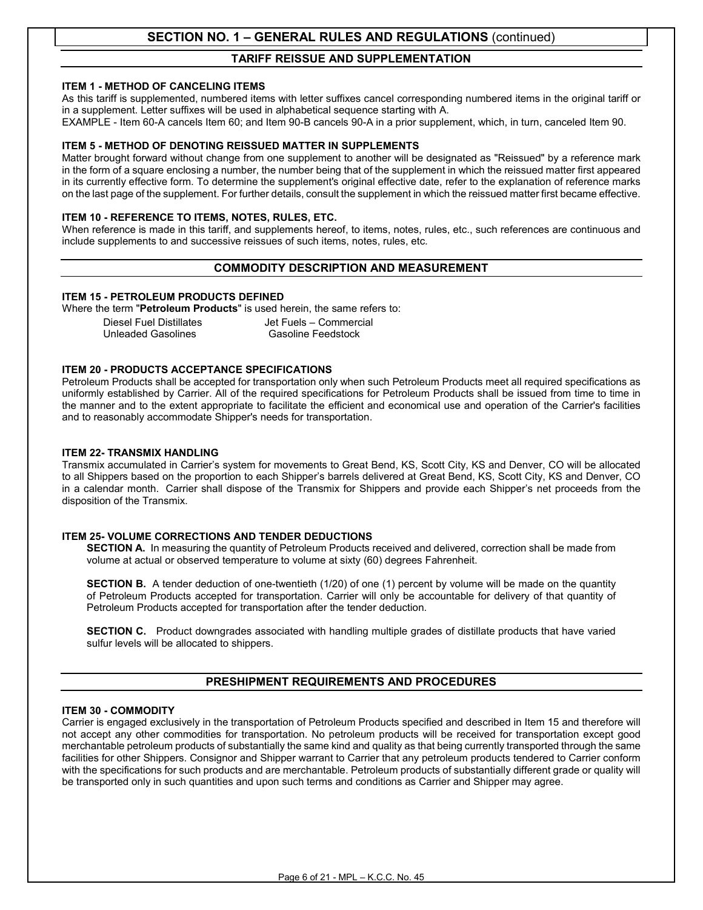## SECTION NO. 1 – GENERAL RULES AND REGULATIONS (continued)

### TARIFF REISSUE AND SUPPLEMENTATION

**ITEM 1 - METHOD OF CANCELING ITEMS**

As this tariff is supplemented, numbered items with letter suffixes cancel corresponding numbered items in the original tariff or in a supplement. Letter suffixes will be used in alphabetical sequence starting with A.

EXAMPLE - Item 60-A cancels Item 60; and Item 90-B cancels 90-A in a prior supplement, which, in turn, canceled Item 90.

**ITEM 5 - METHOD OF DENOTING REISSUED MATTER IN SUPPLEMENTS**

Matter brought forward without change from one supplement to another will be designated as "Reissued" by a reference mark in the form of a square enclosing a number, the number being that of the supplement in which the reissued matter first appeared in its currently effective form. To determine the supplement's original effective date, refer to the explanation of reference marks on the last page of the supplement. For further details, consult the supplement in which the reissued matter first became effective.

**ITEM 10 - REFERENCE TO ITEMS, NOTES, RULES, ETC.**

When reference is made in this tariff, and supplements hereof, to items, notes, rules, etc., such references are continuous and include supplements to and successive reissues of such items, notes, rules, etc.

### COMMODITY DESCRIPTION AND MEASUREMENT

**ITEM 15 - PETROLEUM PRODUCTS DEFINED**

Where the term "**Petroleum Products**" is used herein, the same refers to:

| | |
|---|---|
| Diesel Fuel Distillates | Jet Fuels – Commercial |
| Unleaded Gasolines | Gasoline Feedstock |

**ITEM 20 - PRODUCTS ACCEPTANCE SPECIFICATIONS**

Petroleum Products shall be accepted for transportation only when such Petroleum Products meet all required specifications as uniformly established by Carrier. All of the required specifications for Petroleum Products shall be issued from time to time in the manner and to the extent appropriate to facilitate the efficient and economical use and operation of the Carrier's facilities and to reasonably accommodate Shipper's needs for transportation.

**ITEM 22- TRANSMIX HANDLING**

Transmix accumulated in Carrier's system for movements to Great Bend, KS, Scott City, KS and Denver, CO will be allocated to all Shippers based on the proportion to each Shipper's barrels delivered at Great Bend, KS, Scott City, KS and Denver, CO in a calendar month. Carrier shall dispose of the Transmix for Shippers and provide each Shipper's net proceeds from the disposition of the Transmix.

**ITEM 25- VOLUME CORRECTIONS AND TENDER DEDUCTIONS**

**SECTION A.** In measuring the quantity of Petroleum Products received and delivered, correction shall be made from volume at actual or observed temperature to volume at sixty (60) degrees Fahrenheit.

**SECTION B.** A tender deduction of one-twentieth (1/20) of one (1) percent by volume will be made on the quantity of Petroleum Products accepted for transportation. Carrier will only be accountable for delivery of that quantity of Petroleum Products accepted for transportation after the tender deduction.

**SECTION C.** Product downgrades associated with handling multiple grades of distillate products that have varied sulfur levels will be allocated to shippers.

### PRESHIPMENT REQUIREMENTS AND PROCEDURES

**ITEM 30 - COMMODITY**

Carrier is engaged exclusively in the transportation of Petroleum Products specified and described in Item 15 and therefore will not accept any other commodities for transportation. No petroleum products will be received for transportation except good merchantable petroleum products of substantially the same kind and quality as that being currently transported through the same facilities for other Shippers. Consignor and Shipper warrant to Carrier that any petroleum products tendered to Carrier conform with the specifications for such products and are merchantable. Petroleum products of substantially different grade or quality will be transported only in such quantities and upon such terms and conditions as Carrier and Shipper may agree.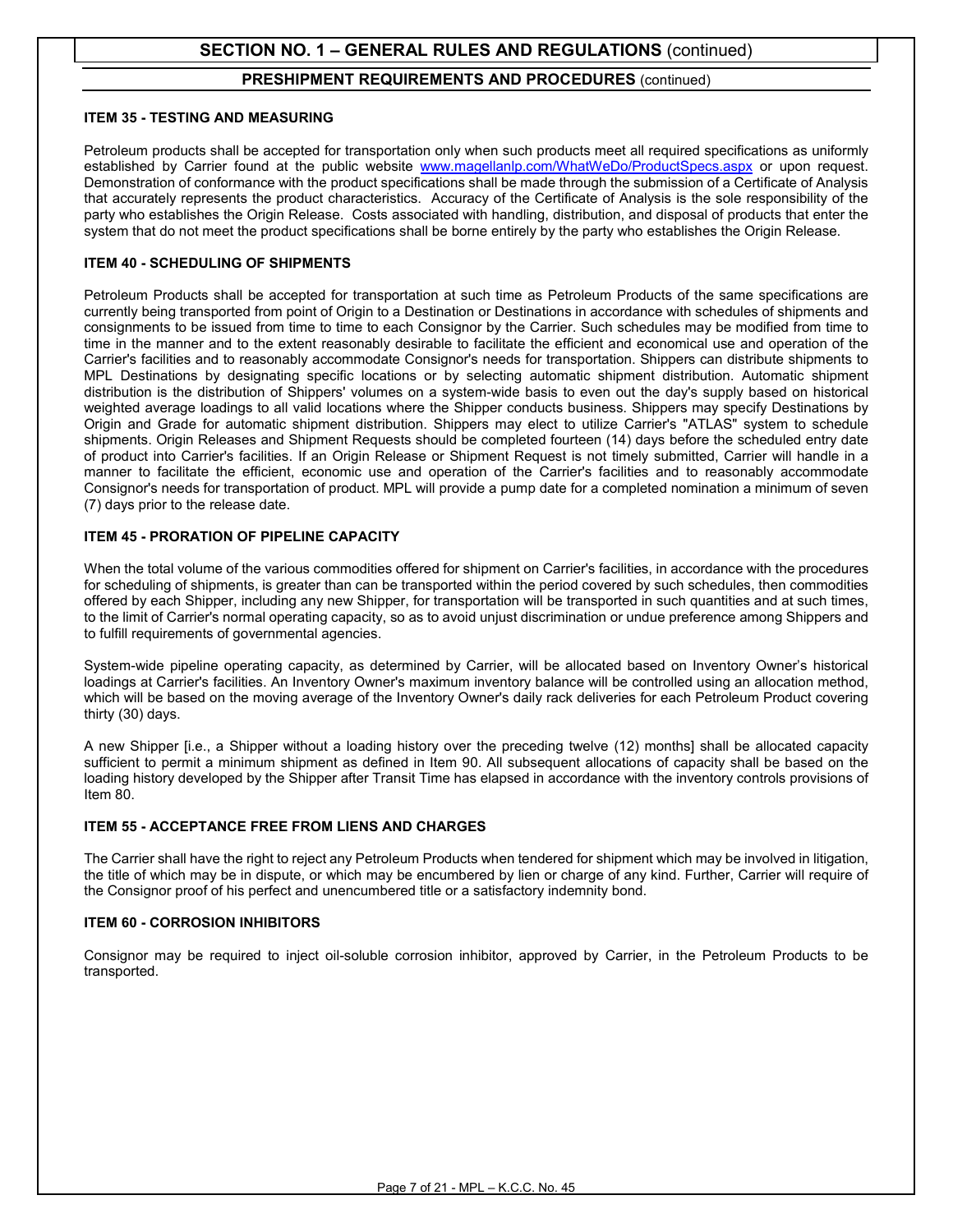## SECTION NO. 1 – GENERAL RULES AND REGULATIONS (continued)

### PRESHIPMENT REQUIREMENTS AND PROCEDURES (continued)

**ITEM 35 - TESTING AND MEASURING**

Petroleum products shall be accepted for transportation only when such products meet all required specifications as uniformly established by Carrier found at the public website www.magellanlp.com/WhatWeDo/ProductSpecs.aspx or upon request. Demonstration of conformance with the product specifications shall be made through the submission of a Certificate of Analysis that accurately represents the product characteristics. Accuracy of the Certificate of Analysis is the sole responsibility of the party who establishes the Origin Release. Costs associated with handling, distribution, and disposal of products that enter the system that do not meet the product specifications shall be borne entirely by the party who establishes the Origin Release.

**ITEM 40 - SCHEDULING OF SHIPMENTS**

Petroleum Products shall be accepted for transportation at such time as Petroleum Products of the same specifications are currently being transported from point of Origin to a Destination or Destinations in accordance with schedules of shipments and consignments to be issued from time to time to each Consignor by the Carrier. Such schedules may be modified from time to time in the manner and to the extent reasonably desirable to facilitate the efficient and economical use and operation of the Carrier's facilities and to reasonably accommodate Consignor's needs for transportation. Shippers can distribute shipments to MPL Destinations by designating specific locations or by selecting automatic shipment distribution. Automatic shipment distribution is the distribution of Shippers' volumes on a system-wide basis to even out the day's supply based on historical weighted average loadings to all valid locations where the Shipper conducts business. Shippers may specify Destinations by Origin and Grade for automatic shipment distribution. Shippers may elect to utilize Carrier's "ATLAS" system to schedule shipments. Origin Releases and Shipment Requests should be completed fourteen (14) days before the scheduled entry date of product into Carrier's facilities. If an Origin Release or Shipment Request is not timely submitted, Carrier will handle in a manner to facilitate the efficient, economic use and operation of the Carrier's facilities and to reasonably accommodate Consignor's needs for transportation of product. MPL will provide a pump date for a completed nomination a minimum of seven (7) days prior to the release date.

**ITEM 45 - PRORATION OF PIPELINE CAPACITY**

When the total volume of the various commodities offered for shipment on Carrier's facilities, in accordance with the procedures for scheduling of shipments, is greater than can be transported within the period covered by such schedules, then commodities offered by each Shipper, including any new Shipper, for transportation will be transported in such quantities and at such times, to the limit of Carrier's normal operating capacity, so as to avoid unjust discrimination or undue preference among Shippers and to fulfill requirements of governmental agencies.

System-wide pipeline operating capacity, as determined by Carrier, will be allocated based on Inventory Owner's historical loadings at Carrier's facilities. An Inventory Owner's maximum inventory balance will be controlled using an allocation method, which will be based on the moving average of the Inventory Owner's daily rack deliveries for each Petroleum Product covering thirty (30) days.

A new Shipper [i.e., a Shipper without a loading history over the preceding twelve (12) months] shall be allocated capacity sufficient to permit a minimum shipment as defined in Item 90. All subsequent allocations of capacity shall be based on the loading history developed by the Shipper after Transit Time has elapsed in accordance with the inventory controls provisions of Item 80.

**ITEM 55 - ACCEPTANCE FREE FROM LIENS AND CHARGES**

The Carrier shall have the right to reject any Petroleum Products when tendered for shipment which may be involved in litigation, the title of which may be in dispute, or which may be encumbered by lien or charge of any kind. Further, Carrier will require of the Consignor proof of his perfect and unencumbered title or a satisfactory indemnity bond.

**ITEM 60 - CORROSION INHIBITORS**

Consignor may be required to inject oil-soluble corrosion inhibitor, approved by Carrier, in the Petroleum Products to be transported.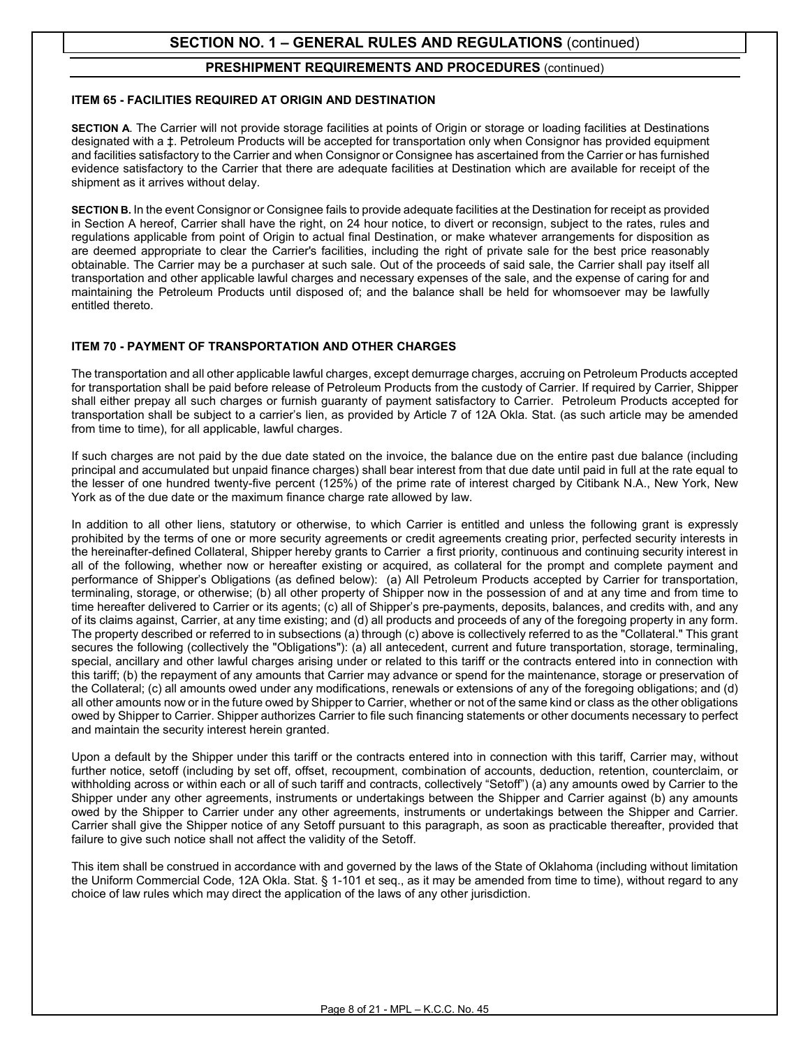## SECTION NO. 1 – GENERAL RULES AND REGULATIONS (continued)

### PRESHIPMENT REQUIREMENTS AND PROCEDURES (continued)

#### ITEM 65 - FACILITIES REQUIRED AT ORIGIN AND DESTINATION

**SECTION A**. The Carrier will not provide storage facilities at points of Origin or storage or loading facilities at Destinations designated with a ‡. Petroleum Products will be accepted for transportation only when Consignor has provided equipment and facilities satisfactory to the Carrier and when Consignor or Consignee has ascertained from the Carrier or has furnished evidence satisfactory to the Carrier that there are adequate facilities at Destination which are available for receipt of the shipment as it arrives without delay.

**SECTION B.** In the event Consignor or Consignee fails to provide adequate facilities at the Destination for receipt as provided in Section A hereof, Carrier shall have the right, on 24 hour notice, to divert or reconsign, subject to the rates, rules and regulations applicable from point of Origin to actual final Destination, or make whatever arrangements for disposition as are deemed appropriate to clear the Carrier's facilities, including the right of private sale for the best price reasonably obtainable. The Carrier may be a purchaser at such sale. Out of the proceeds of said sale, the Carrier shall pay itself all transportation and other applicable lawful charges and necessary expenses of the sale, and the expense of caring for and maintaining the Petroleum Products until disposed of; and the balance shall be held for whomsoever may be lawfully entitled thereto.

#### ITEM 70 - PAYMENT OF TRANSPORTATION AND OTHER CHARGES

The transportation and all other applicable lawful charges, except demurrage charges, accruing on Petroleum Products accepted for transportation shall be paid before release of Petroleum Products from the custody of Carrier. If required by Carrier, Shipper shall either prepay all such charges or furnish guaranty of payment satisfactory to Carrier. Petroleum Products accepted for transportation shall be subject to a carrier's lien, as provided by Article 7 of 12A Okla. Stat. (as such article may be amended from time to time), for all applicable, lawful charges.

If such charges are not paid by the due date stated on the invoice, the balance due on the entire past due balance (including principal and accumulated but unpaid finance charges) shall bear interest from that due date until paid in full at the rate equal to the lesser of one hundred twenty-five percent (125%) of the prime rate of interest charged by Citibank N.A., New York, New York as of the due date or the maximum finance charge rate allowed by law.

In addition to all other liens, statutory or otherwise, to which Carrier is entitled and unless the following grant is expressly prohibited by the terms of one or more security agreements or credit agreements creating prior, perfected security interests in the hereinafter-defined Collateral, Shipper hereby grants to Carrier a first priority, continuous and continuing security interest in all of the following, whether now or hereafter existing or acquired, as collateral for the prompt and complete payment and performance of Shipper's Obligations (as defined below): (a) All Petroleum Products accepted by Carrier for transportation, terminaling, storage, or otherwise; (b) all other property of Shipper now in the possession of and at any time and from time to time hereafter delivered to Carrier or its agents; (c) all of Shipper's pre-payments, deposits, balances, and credits with, and any of its claims against, Carrier, at any time existing; and (d) all products and proceeds of any of the foregoing property in any form. The property described or referred to in subsections (a) through (c) above is collectively referred to as the "Collateral." This grant secures the following (collectively the "Obligations"): (a) all antecedent, current and future transportation, storage, terminaling, special, ancillary and other lawful charges arising under or related to this tariff or the contracts entered into in connection with this tariff; (b) the repayment of any amounts that Carrier may advance or spend for the maintenance, storage or preservation of the Collateral; (c) all amounts owed under any modifications, renewals or extensions of any of the foregoing obligations; and (d) all other amounts now or in the future owed by Shipper to Carrier, whether or not of the same kind or class as the other obligations owed by Shipper to Carrier. Shipper authorizes Carrier to file such financing statements or other documents necessary to perfect and maintain the security interest herein granted.

Upon a default by the Shipper under this tariff or the contracts entered into in connection with this tariff, Carrier may, without further notice, setoff (including by set off, offset, recoupment, combination of accounts, deduction, retention, counterclaim, or withholding across or within each or all of such tariff and contracts, collectively "Setoff") (a) any amounts owed by Carrier to the Shipper under any other agreements, instruments or undertakings between the Shipper and Carrier against (b) any amounts owed by the Shipper to Carrier under any other agreements, instruments or undertakings between the Shipper and Carrier. Carrier shall give the Shipper notice of any Setoff pursuant to this paragraph, as soon as practicable thereafter, provided that failure to give such notice shall not affect the validity of the Setoff.

This item shall be construed in accordance with and governed by the laws of the State of Oklahoma (including without limitation the Uniform Commercial Code, 12A Okla. Stat. § 1-101 et seq., as it may be amended from time to time), without regard to any choice of law rules which may direct the application of the laws of any other jurisdiction.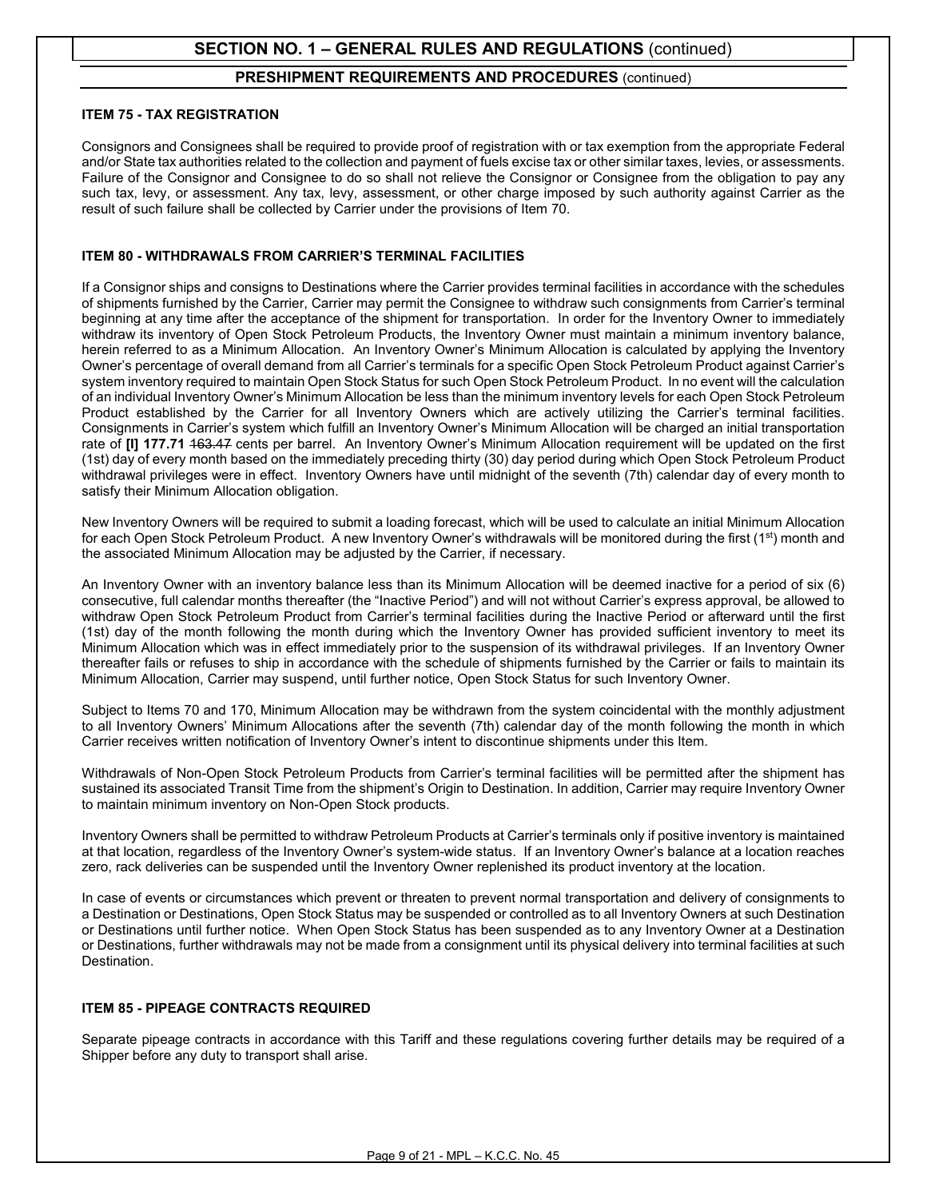## SECTION NO. 1 – GENERAL RULES AND REGULATIONS (continued)

### PRESHIPMENT REQUIREMENTS AND PROCEDURES (continued)

**ITEM 75 - TAX REGISTRATION**

Consignors and Consignees shall be required to provide proof of registration with or tax exemption from the appropriate Federal and/or State tax authorities related to the collection and payment of fuels excise tax or other similar taxes, levies, or assessments. Failure of the Consignor and Consignee to do so shall not relieve the Consignor or Consignee from the obligation to pay any such tax, levy, or assessment. Any tax, levy, assessment, or other charge imposed by such authority against Carrier as the result of such failure shall be collected by Carrier under the provisions of Item 70.

**ITEM 80 - WITHDRAWALS FROM CARRIER'S TERMINAL FACILITIES**

If a Consignor ships and consigns to Destinations where the Carrier provides terminal facilities in accordance with the schedules of shipments furnished by the Carrier, Carrier may permit the Consignee to withdraw such consignments from Carrier's terminal beginning at any time after the acceptance of the shipment for transportation. In order for the Inventory Owner to immediately withdraw its inventory of Open Stock Petroleum Products, the Inventory Owner must maintain a minimum inventory balance, herein referred to as a Minimum Allocation. An Inventory Owner's Minimum Allocation is calculated by applying the Inventory Owner's percentage of overall demand from all Carrier's terminals for a specific Open Stock Petroleum Product against Carrier's system inventory required to maintain Open Stock Status for such Open Stock Petroleum Product. In no event will the calculation of an individual Inventory Owner's Minimum Allocation be less than the minimum inventory levels for each Open Stock Petroleum Product established by the Carrier for all Inventory Owners which are actively utilizing the Carrier's terminal facilities. Consignments in Carrier's system which fulfill an Inventory Owner's Minimum Allocation will be charged an initial transportation rate of **[I] 177.71** ~~163.47~~ cents per barrel. An Inventory Owner's Minimum Allocation requirement will be updated on the first (1st) day of every month based on the immediately preceding thirty (30) day period during which Open Stock Petroleum Product withdrawal privileges were in effect. Inventory Owners have until midnight of the seventh (7th) calendar day of every month to satisfy their Minimum Allocation obligation.

New Inventory Owners will be required to submit a loading forecast, which will be used to calculate an initial Minimum Allocation for each Open Stock Petroleum Product. A new Inventory Owner's withdrawals will be monitored during the first (1st) month and the associated Minimum Allocation may be adjusted by the Carrier, if necessary.

An Inventory Owner with an inventory balance less than its Minimum Allocation will be deemed inactive for a period of six (6) consecutive, full calendar months thereafter (the "Inactive Period") and will not without Carrier's express approval, be allowed to withdraw Open Stock Petroleum Product from Carrier's terminal facilities during the Inactive Period or afterward until the first (1st) day of the month following the month during which the Inventory Owner has provided sufficient inventory to meet its Minimum Allocation which was in effect immediately prior to the suspension of its withdrawal privileges. If an Inventory Owner thereafter fails or refuses to ship in accordance with the schedule of shipments furnished by the Carrier or fails to maintain its Minimum Allocation, Carrier may suspend, until further notice, Open Stock Status for such Inventory Owner.

Subject to Items 70 and 170, Minimum Allocation may be withdrawn from the system coincidental with the monthly adjustment to all Inventory Owners' Minimum Allocations after the seventh (7th) calendar day of the month following the month in which Carrier receives written notification of Inventory Owner's intent to discontinue shipments under this Item.

Withdrawals of Non-Open Stock Petroleum Products from Carrier's terminal facilities will be permitted after the shipment has sustained its associated Transit Time from the shipment's Origin to Destination. In addition, Carrier may require Inventory Owner to maintain minimum inventory on Non-Open Stock products.

Inventory Owners shall be permitted to withdraw Petroleum Products at Carrier's terminals only if positive inventory is maintained at that location, regardless of the Inventory Owner's system-wide status. If an Inventory Owner's balance at a location reaches zero, rack deliveries can be suspended until the Inventory Owner replenished its product inventory at the location.

In case of events or circumstances which prevent or threaten to prevent normal transportation and delivery of consignments to a Destination or Destinations, Open Stock Status may be suspended or controlled as to all Inventory Owners at such Destination or Destinations until further notice. When Open Stock Status has been suspended as to any Inventory Owner at a Destination or Destinations, further withdrawals may not be made from a consignment until its physical delivery into terminal facilities at such Destination.

**ITEM 85 - PIPEAGE CONTRACTS REQUIRED**

Separate pipeage contracts in accordance with this Tariff and these regulations covering further details may be required of a Shipper before any duty to transport shall arise.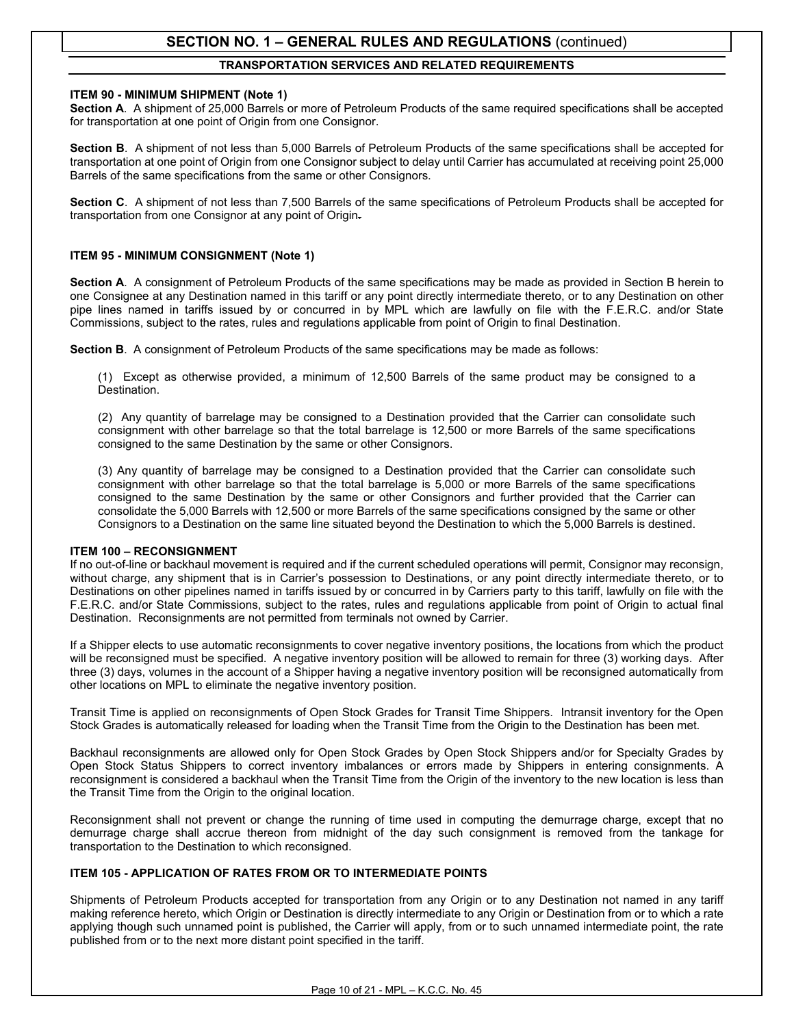## SECTION NO. 1 – GENERAL RULES AND REGULATIONS (continued)

### TRANSPORTATION SERVICES AND RELATED REQUIREMENTS

**ITEM 90 - MINIMUM SHIPMENT (Note 1)**

**Section A**. A shipment of 25,000 Barrels or more of Petroleum Products of the same required specifications shall be accepted for transportation at one point of Origin from one Consignor.

**Section B**. A shipment of not less than 5,000 Barrels of Petroleum Products of the same specifications shall be accepted for transportation at one point of Origin from one Consignor subject to delay until Carrier has accumulated at receiving point 25,000 Barrels of the same specifications from the same or other Consignors.

**Section C**. A shipment of not less than 7,500 Barrels of the same specifications of Petroleum Products shall be accepted for transportation from one Consignor at any point of Origin.

**ITEM 95 - MINIMUM CONSIGNMENT (Note 1)**

**Section A**. A consignment of Petroleum Products of the same specifications may be made as provided in Section B herein to one Consignee at any Destination named in this tariff or any point directly intermediate thereto, or to any Destination on other pipe lines named in tariffs issued by or concurred in by MPL which are lawfully on file with the F.E.R.C. and/or State Commissions, subject to the rates, rules and regulations applicable from point of Origin to final Destination.

**Section B**. A consignment of Petroleum Products of the same specifications may be made as follows:

(1) Except as otherwise provided, a minimum of 12,500 Barrels of the same product may be consigned to a Destination.

(2) Any quantity of barrelage may be consigned to a Destination provided that the Carrier can consolidate such consignment with other barrelage so that the total barrelage is 12,500 or more Barrels of the same specifications consigned to the same Destination by the same or other Consignors.

(3) Any quantity of barrelage may be consigned to a Destination provided that the Carrier can consolidate such consignment with other barrelage so that the total barrelage is 5,000 or more Barrels of the same specifications consigned to the same Destination by the same or other Consignors and further provided that the Carrier can consolidate the 5,000 Barrels with 12,500 or more Barrels of the same specifications consigned by the same or other Consignors to a Destination on the same line situated beyond the Destination to which the 5,000 Barrels is destined.

**ITEM 100 – RECONSIGNMENT**

If no out-of-line or backhaul movement is required and if the current scheduled operations will permit, Consignor may reconsign, without charge, any shipment that is in Carrier's possession to Destinations, or any point directly intermediate thereto, or to Destinations on other pipelines named in tariffs issued by or concurred in by Carriers party to this tariff, lawfully on file with the F.E.R.C. and/or State Commissions, subject to the rates, rules and regulations applicable from point of Origin to actual final Destination. Reconsignments are not permitted from terminals not owned by Carrier.

If a Shipper elects to use automatic reconsignments to cover negative inventory positions, the locations from which the product will be reconsigned must be specified. A negative inventory position will be allowed to remain for three (3) working days. After three (3) days, volumes in the account of a Shipper having a negative inventory position will be reconsigned automatically from other locations on MPL to eliminate the negative inventory position.

Transit Time is applied on reconsignments of Open Stock Grades for Transit Time Shippers. Intransit inventory for the Open Stock Grades is automatically released for loading when the Transit Time from the Origin to the Destination has been met.

Backhaul reconsignments are allowed only for Open Stock Grades by Open Stock Shippers and/or for Specialty Grades by Open Stock Status Shippers to correct inventory imbalances or errors made by Shippers in entering consignments. A reconsignment is considered a backhaul when the Transit Time from the Origin of the inventory to the new location is less than the Transit Time from the Origin to the original location.

Reconsignment shall not prevent or change the running of time used in computing the demurrage charge, except that no demurrage charge shall accrue thereon from midnight of the day such consignment is removed from the tankage for transportation to the Destination to which reconsigned.

**ITEM 105 - APPLICATION OF RATES FROM OR TO INTERMEDIATE POINTS**

Shipments of Petroleum Products accepted for transportation from any Origin or to any Destination not named in any tariff making reference hereto, which Origin or Destination is directly intermediate to any Origin or Destination from or to which a rate applying though such unnamed point is published, the Carrier will apply, from or to such unnamed intermediate point, the rate published from or to the next more distant point specified in the tariff.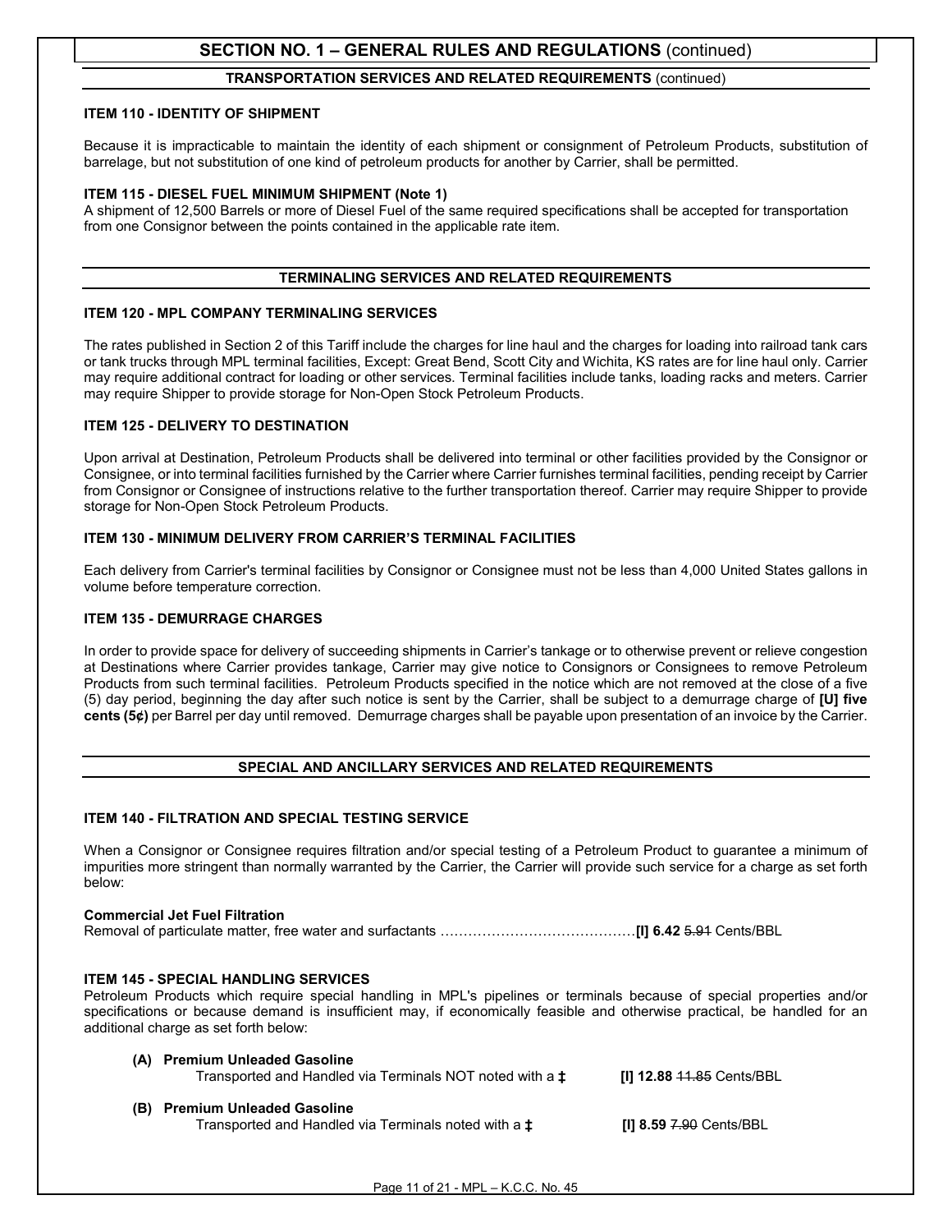## SECTION NO. 1 – GENERAL RULES AND REGULATIONS (continued)

### TRANSPORTATION SERVICES AND RELATED REQUIREMENTS (continued)

**ITEM 110 - IDENTITY OF SHIPMENT**

Because it is impracticable to maintain the identity of each shipment or consignment of Petroleum Products, substitution of barrelage, but not substitution of one kind of petroleum products for another by Carrier, shall be permitted.

**ITEM 115 - DIESEL FUEL MINIMUM SHIPMENT (Note 1)**

A shipment of 12,500 Barrels or more of Diesel Fuel of the same required specifications shall be accepted for transportation from one Consignor between the points contained in the applicable rate item.

### TERMINALING SERVICES AND RELATED REQUIREMENTS

**ITEM 120 - MPL COMPANY TERMINALING SERVICES**

The rates published in Section 2 of this Tariff include the charges for line haul and the charges for loading into railroad tank cars or tank trucks through MPL terminal facilities, Except: Great Bend, Scott City and Wichita, KS rates are for line haul only. Carrier may require additional contract for loading or other services. Terminal facilities include tanks, loading racks and meters. Carrier may require Shipper to provide storage for Non-Open Stock Petroleum Products.

**ITEM 125 - DELIVERY TO DESTINATION**

Upon arrival at Destination, Petroleum Products shall be delivered into terminal or other facilities provided by the Consignor or Consignee, or into terminal facilities furnished by the Carrier where Carrier furnishes terminal facilities, pending receipt by Carrier from Consignor or Consignee of instructions relative to the further transportation thereof. Carrier may require Shipper to provide storage for Non-Open Stock Petroleum Products.

**ITEM 130 - MINIMUM DELIVERY FROM CARRIER'S TERMINAL FACILITIES**

Each delivery from Carrier's terminal facilities by Consignor or Consignee must not be less than 4,000 United States gallons in volume before temperature correction.

**ITEM 135 - DEMURRAGE CHARGES**

In order to provide space for delivery of succeeding shipments in Carrier's tankage or to otherwise prevent or relieve congestion at Destinations where Carrier provides tankage, Carrier may give notice to Consignors or Consignees to remove Petroleum Products from such terminal facilities. Petroleum Products specified in the notice which are not removed at the close of a five (5) day period, beginning the day after such notice is sent by the Carrier, shall be subject to a demurrage charge of **[U] five cents (5¢)** per Barrel per day until removed. Demurrage charges shall be payable upon presentation of an invoice by the Carrier.

### SPECIAL AND ANCILLARY SERVICES AND RELATED REQUIREMENTS

**ITEM 140 - FILTRATION AND SPECIAL TESTING SERVICE**

When a Consignor or Consignee requires filtration and/or special testing of a Petroleum Product to guarantee a minimum of impurities more stringent than normally warranted by the Carrier, the Carrier will provide such service for a charge as set forth below:

**Commercial Jet Fuel Filtration**
Removal of particulate matter, free water and surfactants ……………………………………**[I] 6.42** ~~5.91~~ Cents/BBL

**ITEM 145 - SPECIAL HANDLING SERVICES**

Petroleum Products which require special handling in MPL's pipelines or terminals because of special properties and/or specifications or because demand is insufficient may, if economically feasible and otherwise practical, be handled for an additional charge as set forth below:

**(A) Premium Unleaded Gasoline**
Transported and Handled via Terminals NOT noted with a **‡** **[I] 12.88** ~~11.85~~ Cents/BBL

**(B) Premium Unleaded Gasoline**
Transported and Handled via Terminals noted with a **‡** **[I] 8.59** ~~7.90~~ Cents/BBL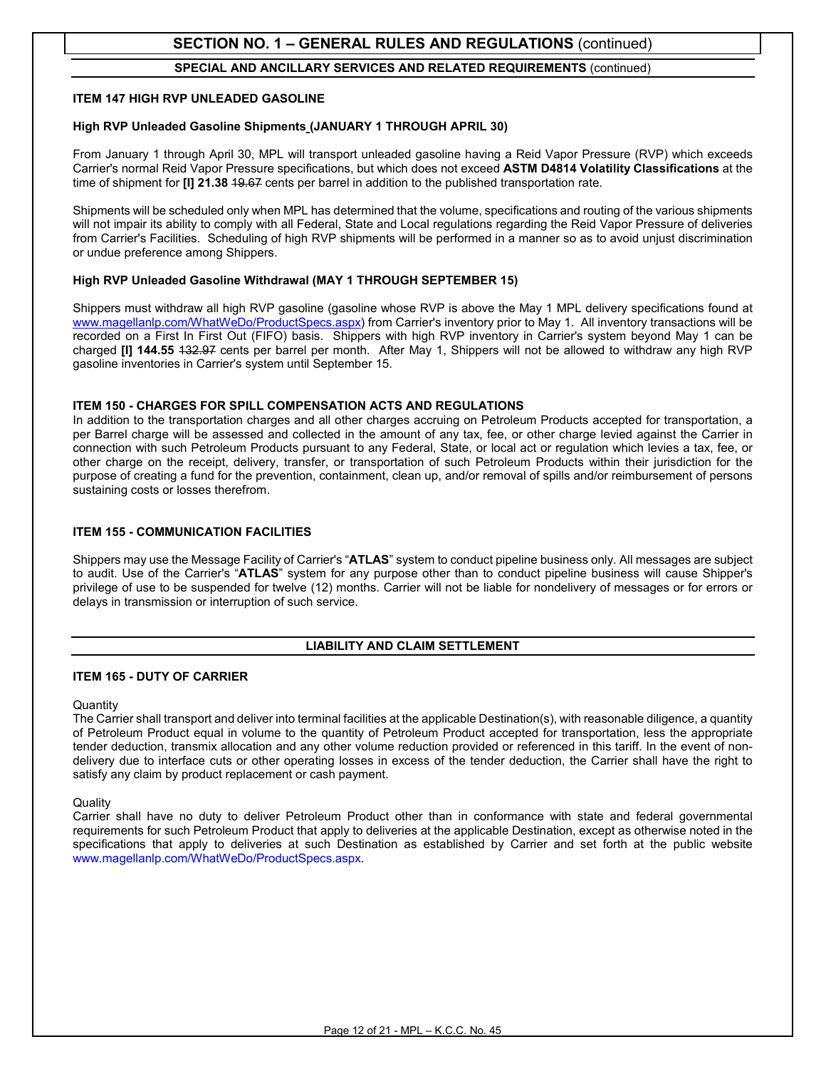## SECTION NO. 1 – GENERAL RULES AND REGULATIONS (continued)

### SPECIAL AND ANCILLARY SERVICES AND RELATED REQUIREMENTS (continued)

**ITEM 147 HIGH RVP UNLEADED GASOLINE**

**High RVP Unleaded Gasoline Shipments (JANUARY 1 THROUGH APRIL 30)**

From January 1 through April 30, MPL will transport unleaded gasoline having a Reid Vapor Pressure (RVP) which exceeds Carrier's normal Reid Vapor Pressure specifications, but which does not exceed **ASTM D4814 Volatility Classifications** at the time of shipment for **[I] 21.38** ~~19.67~~ cents per barrel in addition to the published transportation rate.

Shipments will be scheduled only when MPL has determined that the volume, specifications and routing of the various shipments will not impair its ability to comply with all Federal, State and Local regulations regarding the Reid Vapor Pressure of deliveries from Carrier's Facilities. Scheduling of high RVP shipments will be performed in a manner so as to avoid unjust discrimination or undue preference among Shippers.

**High RVP Unleaded Gasoline Withdrawal (MAY 1 THROUGH SEPTEMBER 15)**

Shippers must withdraw all high RVP gasoline (gasoline whose RVP is above the May 1 MPL delivery specifications found at www.magellanlp.com/WhatWeDo/ProductSpecs.aspx) from Carrier's inventory prior to May 1. All inventory transactions will be recorded on a First In First Out (FIFO) basis. Shippers with high RVP inventory in Carrier's system beyond May 1 can be charged **[I] 144.55** ~~132.97~~ cents per barrel per month. After May 1, Shippers will not be allowed to withdraw any high RVP gasoline inventories in Carrier's system until September 15.

**ITEM 150 - CHARGES FOR SPILL COMPENSATION ACTS AND REGULATIONS**

In addition to the transportation charges and all other charges accruing on Petroleum Products accepted for transportation, a per Barrel charge will be assessed and collected in the amount of any tax, fee, or other charge levied against the Carrier in connection with such Petroleum Products pursuant to any Federal, State, or local act or regulation which levies a tax, fee, or other charge on the receipt, delivery, transfer, or transportation of such Petroleum Products within their jurisdiction for the purpose of creating a fund for the prevention, containment, clean up, and/or removal of spills and/or reimbursement of persons sustaining costs or losses therefrom.

**ITEM 155 - COMMUNICATION FACILITIES**

Shippers may use the Message Facility of Carrier's "**ATLAS**" system to conduct pipeline business only. All messages are subject to audit. Use of the Carrier's "**ATLAS**" system for any purpose other than to conduct pipeline business will cause Shipper's privilege of use to be suspended for twelve (12) months. Carrier will not be liable for nondelivery of messages or for errors or delays in transmission or interruption of such service.

### LIABILITY AND CLAIM SETTLEMENT

**ITEM 165 - DUTY OF CARRIER**

Quantity

The Carrier shall transport and deliver into terminal facilities at the applicable Destination(s), with reasonable diligence, a quantity of Petroleum Product equal in volume to the quantity of Petroleum Product accepted for transportation, less the appropriate tender deduction, transmix allocation and any other volume reduction provided or referenced in this tariff. In the event of non-delivery due to interface cuts or other operating losses in excess of the tender deduction, the Carrier shall have the right to satisfy any claim by product replacement or cash payment.

Quality

Carrier shall have no duty to deliver Petroleum Product other than in conformance with state and federal governmental requirements for such Petroleum Product that apply to deliveries at the applicable Destination, except as otherwise noted in the specifications that apply to deliveries at such Destination as established by Carrier and set forth at the public website www.magellanlp.com/WhatWeDo/ProductSpecs.aspx.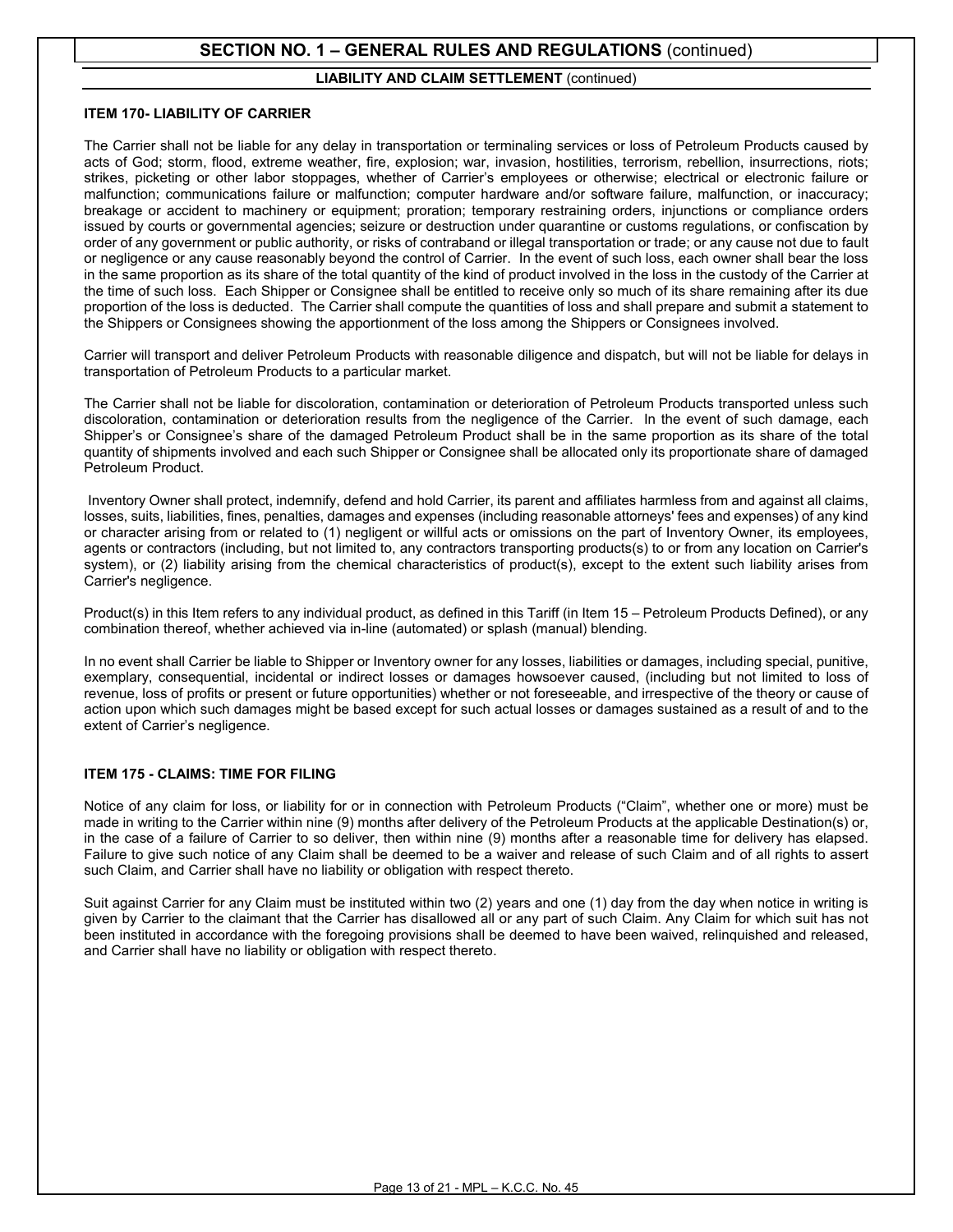## SECTION NO. 1 – GENERAL RULES AND REGULATIONS (continued)

### LIABILITY AND CLAIM SETTLEMENT (continued)

**ITEM 170- LIABILITY OF CARRIER**

The Carrier shall not be liable for any delay in transportation or terminaling services or loss of Petroleum Products caused by acts of God; storm, flood, extreme weather, fire, explosion; war, invasion, hostilities, terrorism, rebellion, insurrections, riots; strikes, picketing or other labor stoppages, whether of Carrier's employees or otherwise; electrical or electronic failure or malfunction; communications failure or malfunction; computer hardware and/or software failure, malfunction, or inaccuracy; breakage or accident to machinery or equipment; proration; temporary restraining orders, injunctions or compliance orders issued by courts or governmental agencies; seizure or destruction under quarantine or customs regulations, or confiscation by order of any government or public authority, or risks of contraband or illegal transportation or trade; or any cause not due to fault or negligence or any cause reasonably beyond the control of Carrier. In the event of such loss, each owner shall bear the loss in the same proportion as its share of the total quantity of the kind of product involved in the loss in the custody of the Carrier at the time of such loss. Each Shipper or Consignee shall be entitled to receive only so much of its share remaining after its due proportion of the loss is deducted. The Carrier shall compute the quantities of loss and shall prepare and submit a statement to the Shippers or Consignees showing the apportionment of the loss among the Shippers or Consignees involved.

Carrier will transport and deliver Petroleum Products with reasonable diligence and dispatch, but will not be liable for delays in transportation of Petroleum Products to a particular market.

The Carrier shall not be liable for discoloration, contamination or deterioration of Petroleum Products transported unless such discoloration, contamination or deterioration results from the negligence of the Carrier. In the event of such damage, each Shipper's or Consignee's share of the damaged Petroleum Product shall be in the same proportion as its share of the total quantity of shipments involved and each such Shipper or Consignee shall be allocated only its proportionate share of damaged Petroleum Product.

Inventory Owner shall protect, indemnify, defend and hold Carrier, its parent and affiliates harmless from and against all claims, losses, suits, liabilities, fines, penalties, damages and expenses (including reasonable attorneys' fees and expenses) of any kind or character arising from or related to (1) negligent or willful acts or omissions on the part of Inventory Owner, its employees, agents or contractors (including, but not limited to, any contractors transporting products(s) to or from any location on Carrier's system), or (2) liability arising from the chemical characteristics of product(s), except to the extent such liability arises from Carrier's negligence.

Product(s) in this Item refers to any individual product, as defined in this Tariff (in Item 15 – Petroleum Products Defined), or any combination thereof, whether achieved via in-line (automated) or splash (manual) blending.

In no event shall Carrier be liable to Shipper or Inventory owner for any losses, liabilities or damages, including special, punitive, exemplary, consequential, incidental or indirect losses or damages howsoever caused, (including but not limited to loss of revenue, loss of profits or present or future opportunities) whether or not foreseeable, and irrespective of the theory or cause of action upon which such damages might be based except for such actual losses or damages sustained as a result of and to the extent of Carrier's negligence.

**ITEM 175 - CLAIMS: TIME FOR FILING**

Notice of any claim for loss, or liability for or in connection with Petroleum Products ("Claim", whether one or more) must be made in writing to the Carrier within nine (9) months after delivery of the Petroleum Products at the applicable Destination(s) or, in the case of a failure of Carrier to so deliver, then within nine (9) months after a reasonable time for delivery has elapsed. Failure to give such notice of any Claim shall be deemed to be a waiver and release of such Claim and of all rights to assert such Claim, and Carrier shall have no liability or obligation with respect thereto.

Suit against Carrier for any Claim must be instituted within two (2) years and one (1) day from the day when notice in writing is given by Carrier to the claimant that the Carrier has disallowed all or any part of such Claim. Any Claim for which suit has not been instituted in accordance with the foregoing provisions shall be deemed to have been waived, relinquished and released, and Carrier shall have no liability or obligation with respect thereto.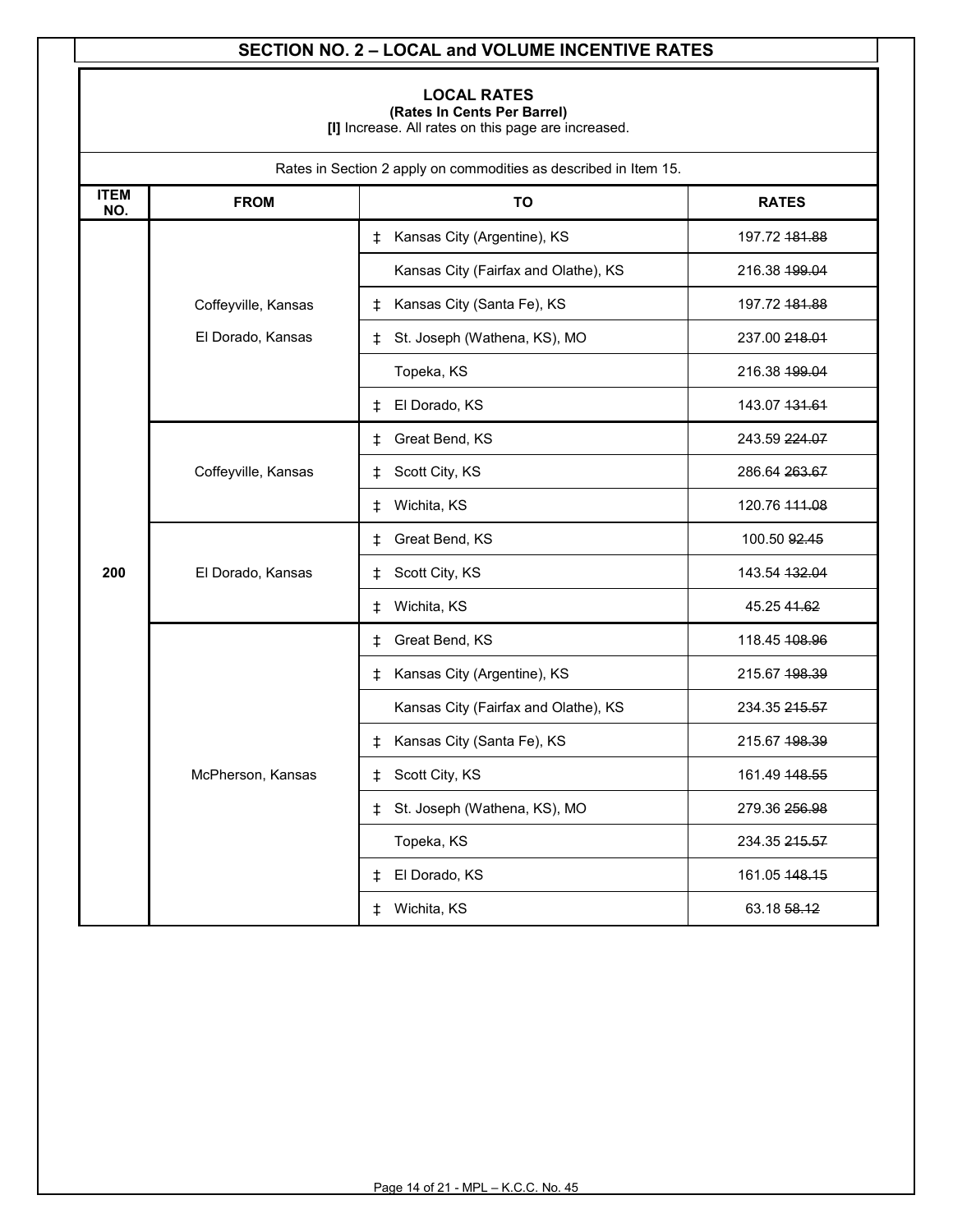## SECTION NO. 2 – LOCAL and VOLUME INCENTIVE RATES

### LOCAL RATES

**(Rates In Cents Per Barrel)**

**[I]** Increase. All rates on this page are increased.

Rates in Section 2 apply on commodities as described in Item 15.

| ITEM NO. | FROM | TO | RATES |
|---|---|---|---|
| 200 | Coffeyville, Kansas<br>El Dorado, Kansas | ‡ Kansas City (Argentine), KS | 197.72 ~~181.88~~ |
| | | Kansas City (Fairfax and Olathe), KS | 216.38 ~~199.04~~ |
| | | ‡ Kansas City (Santa Fe), KS | 197.72 ~~181.88~~ |
| | | ‡ St. Joseph (Wathena, KS), MO | 237.00 ~~218.01~~ |
| | | Topeka, KS | 216.38 ~~199.04~~ |
| | | ‡ El Dorado, KS | 143.07 ~~131.61~~ |
| | Coffeyville, Kansas | ‡ Great Bend, KS | 243.59 ~~224.07~~ |
| | | ‡ Scott City, KS | 286.64 ~~263.67~~ |
| | | ‡ Wichita, KS | 120.76 ~~111.08~~ |
| | El Dorado, Kansas | ‡ Great Bend, KS | 100.50 ~~92.45~~ |
| | | ‡ Scott City, KS | 143.54 ~~132.04~~ |
| | | ‡ Wichita, KS | 45.25 ~~41.62~~ |
| | McPherson, Kansas | ‡ Great Bend, KS | 118.45 ~~108.96~~ |
| | | ‡ Kansas City (Argentine), KS | 215.67 ~~198.39~~ |
| | | Kansas City (Fairfax and Olathe), KS | 234.35 ~~215.57~~ |
| | | ‡ Kansas City (Santa Fe), KS | 215.67 ~~198.39~~ |
| | | ‡ Scott City, KS | 161.49 ~~148.55~~ |
| | | ‡ St. Joseph (Wathena, KS), MO | 279.36 ~~256.98~~ |
| | | Topeka, KS | 234.35 ~~215.57~~ |
| | | ‡ El Dorado, KS | 161.05 ~~148.15~~ |
| | | ‡ Wichita, KS | 63.18 ~~58.12~~ |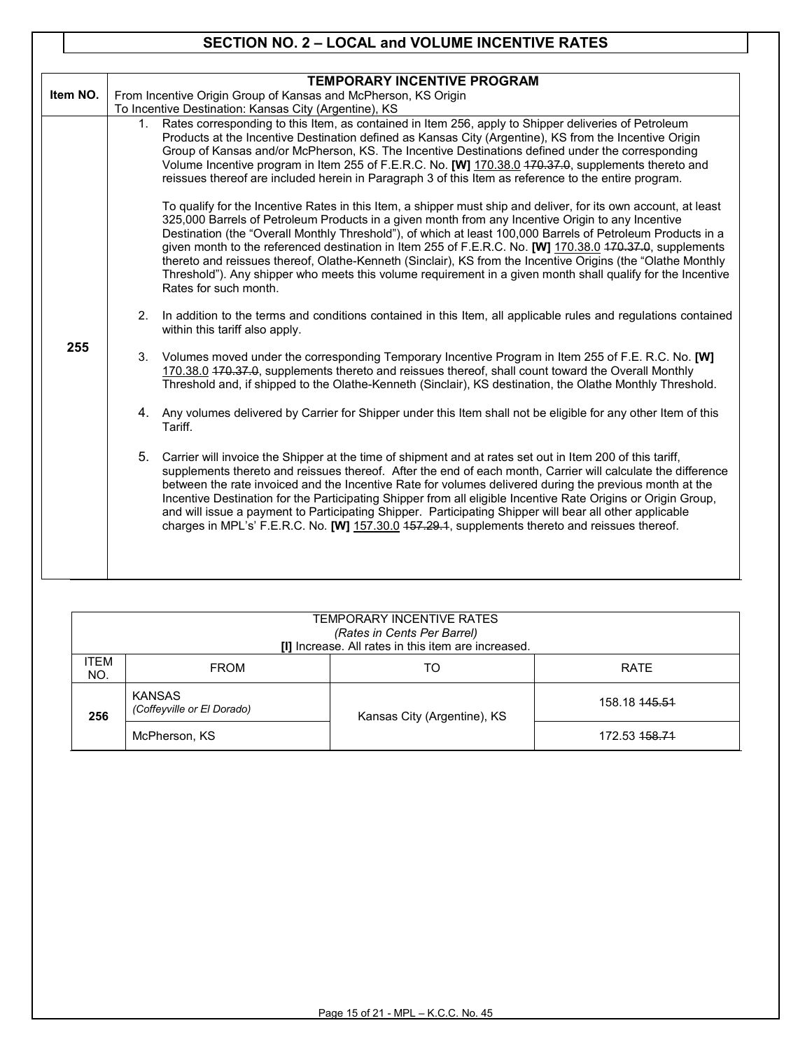## SECTION NO. 2 – LOCAL and VOLUME INCENTIVE RATES

| Item NO. | **TEMPORARY INCENTIVE PROGRAM**<br>From Incentive Origin Group of Kansas and McPherson, KS Origin<br>To Incentive Destination: Kansas City (Argentine), KS |
|---|---|
| **255** | 1. Rates corresponding to this Item, as contained in Item 256, apply to Shipper deliveries of Petroleum Products at the Incentive Destination defined as Kansas City (Argentine), KS from the Incentive Origin Group of Kansas and/or McPherson, KS. The Incentive Destinations defined under the corresponding Volume Incentive program in Item 255 of F.E.R.C. No. **[W]** 170.38.0 ~~170.37.0~~, supplements thereto and reissues thereof are included herein in Paragraph 3 of this Item as reference to the entire program.<br><br>To qualify for the Incentive Rates in this Item, a shipper must ship and deliver, for its own account, at least 325,000 Barrels of Petroleum Products in a given month from any Incentive Origin to any Incentive Destination (the "Overall Monthly Threshold"), of which at least 100,000 Barrels of Petroleum Products in a given month to the referenced destination in Item 255 of F.E.R.C. No. **[W]** 170.38.0 ~~170.37.0~~, supplements thereto and reissues thereof, Olathe-Kenneth (Sinclair), KS from the Incentive Origins (the "Olathe Monthly Threshold"). Any shipper who meets this volume requirement in a given month shall qualify for the Incentive Rates for such month.<br><br>2. In addition to the terms and conditions contained in this Item, all applicable rules and regulations contained within this tariff also apply.<br><br>3. Volumes moved under the corresponding Temporary Incentive Program in Item 255 of F.E. R.C. No. **[W]** 170.38.0 ~~170.37.0~~, supplements thereto and reissues thereof, shall count toward the Overall Monthly Threshold and, if shipped to the Olathe-Kenneth (Sinclair), KS destination, the Olathe Monthly Threshold.<br><br>4. Any volumes delivered by Carrier for Shipper under this Item shall not be eligible for any other Item of this Tariff.<br><br>5. Carrier will invoice the Shipper at the time of shipment and at rates set out in Item 200 of this tariff, supplements thereto and reissues thereof. After the end of each month, Carrier will calculate the difference between the rate invoiced and the Incentive Rate for volumes delivered during the previous month at the Incentive Destination for the Participating Shipper from all eligible Incentive Rate Origins or Origin Group, and will issue a payment to Participating Shipper. Participating Shipper will bear all other applicable charges in MPL's' F.E.R.C. No. **[W]** 157.30.0 ~~157.29.1~~, supplements thereto and reissues thereof. |

TEMPORARY INCENTIVE RATES
*(Rates in Cents Per Barrel)*
**[I]** Increase. All rates in this item are increased.

| ITEM NO. | FROM | TO | RATE |
|---|---|---|---|
| **256** | KANSAS<br>*(Coffeyville or El Dorado)* | Kansas City (Argentine), KS | 158.18 ~~145.51~~ |
| | McPherson, KS | | 172.53 ~~158.71~~ |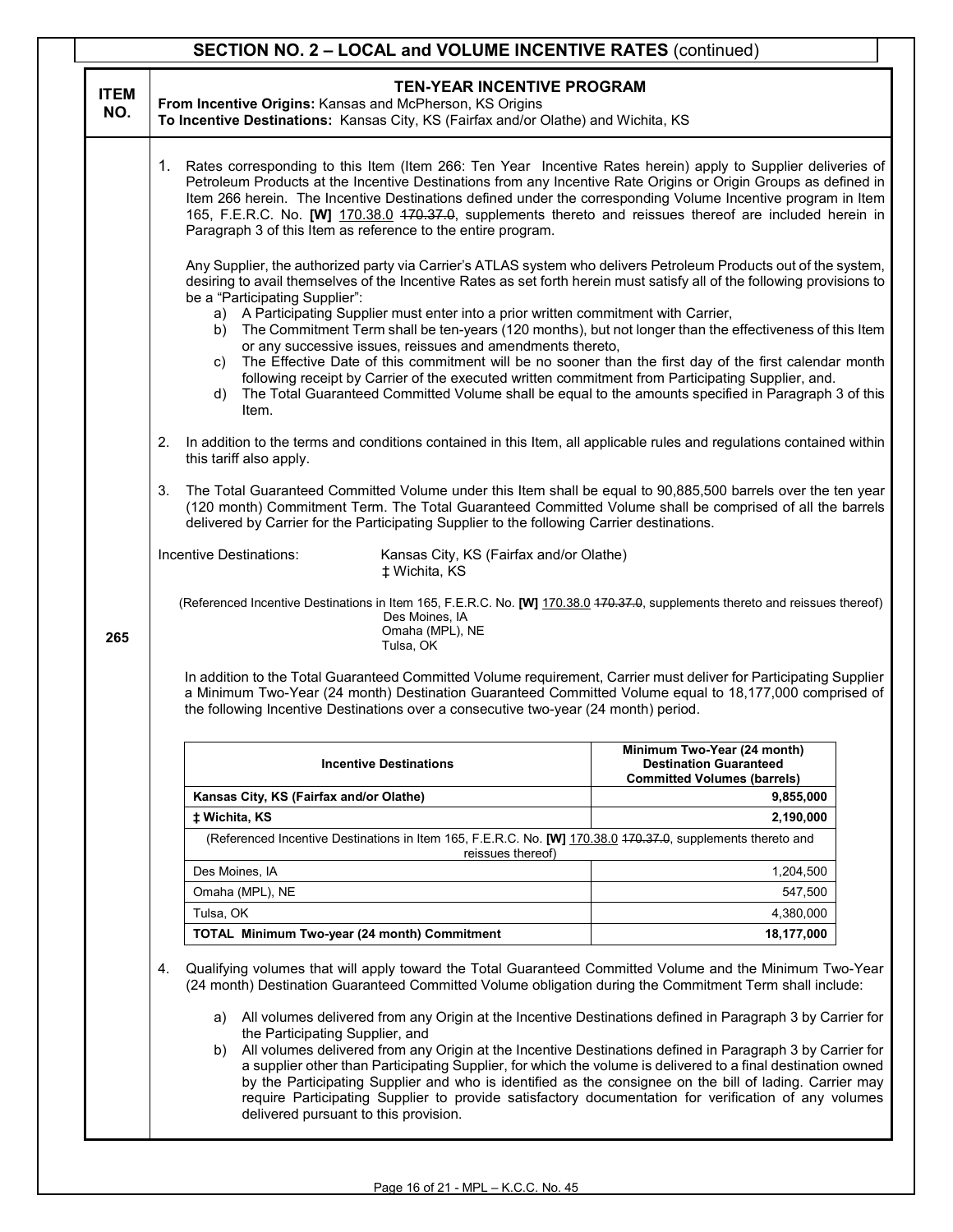## SECTION NO. 2 – LOCAL and VOLUME INCENTIVE RATES (continued)

| ITEM NO. | TEN-YEAR INCENTIVE PROGRAM |
|---|---|
| | **From Incentive Origins:** Kansas and McPherson, KS Origins<br>**To Incentive Destinations:** Kansas City, KS (Fairfax and/or Olathe) and Wichita, KS |

**ITEM 265**

1. Rates corresponding to this Item (Item 266: Ten Year Incentive Rates herein) apply to Supplier deliveries of Petroleum Products at the Incentive Destinations from any Incentive Rate Origins or Origin Groups as defined in Item 266 herein. The Incentive Destinations defined under the corresponding Volume Incentive program in Item 165, F.E.R.C. No. **[W]** 170.38.0 ~~170.37.0~~, supplements thereto and reissues thereof are included herein in Paragraph 3 of this Item as reference to the entire program.

   Any Supplier, the authorized party via Carrier's ATLAS system who delivers Petroleum Products out of the system, desiring to avail themselves of the Incentive Rates as set forth herein must satisfy all of the following provisions to be a "Participating Supplier":

   a) A Participating Supplier must enter into a prior written commitment with Carrier,
   b) The Commitment Term shall be ten-years (120 months), but not longer than the effectiveness of this Item or any successive issues, reissues and amendments thereto,
   c) The Effective Date of this commitment will be no sooner than the first day of the first calendar month following receipt by Carrier of the executed written commitment from Participating Supplier, and.
   d) The Total Guaranteed Committed Volume shall be equal to the amounts specified in Paragraph 3 of this Item.

2. In addition to the terms and conditions contained in this Item, all applicable rules and regulations contained within this tariff also apply.

3. The Total Guaranteed Committed Volume under this Item shall be equal to 90,885,500 barrels over the ten year (120 month) Commitment Term. The Total Guaranteed Committed Volume shall be comprised of all the barrels delivered by Carrier for the Participating Supplier to the following Carrier destinations.

Incentive Destinations: Kansas City, KS (Fairfax and/or Olathe)
‡ Wichita, KS

(Referenced Incentive Destinations in Item 165, F.E.R.C. No. **[W]** 170.38.0 ~~170.37.0~~, supplements thereto and reissues thereof)
Des Moines, IA
Omaha (MPL), NE
Tulsa, OK

In addition to the Total Guaranteed Committed Volume requirement, Carrier must deliver for Participating Supplier a Minimum Two-Year (24 month) Destination Guaranteed Committed Volume equal to 18,177,000 comprised of the following Incentive Destinations over a consecutive two-year (24 month) period.

| Incentive Destinations | Minimum Two-Year (24 month) Destination Guaranteed Committed Volumes (barrels) |
|---|---|
| **Kansas City, KS (Fairfax and/or Olathe)** | **9,855,000** |
| **‡ Wichita, KS** | **2,190,000** |
| (Referenced Incentive Destinations in Item 165, F.E.R.C. No. **[W]** 170.38.0 ~~170.37.0~~, supplements thereto and reissues thereof) | |
| Des Moines, IA | 1,204,500 |
| Omaha (MPL), NE | 547,500 |
| Tulsa, OK | 4,380,000 |
| **TOTAL Minimum Two-year (24 month) Commitment** | **18,177,000** |

4. Qualifying volumes that will apply toward the Total Guaranteed Committed Volume and the Minimum Two-Year (24 month) Destination Guaranteed Committed Volume obligation during the Commitment Term shall include:

   a) All volumes delivered from any Origin at the Incentive Destinations defined in Paragraph 3 by Carrier for the Participating Supplier, and
   b) All volumes delivered from any Origin at the Incentive Destinations defined in Paragraph 3 by Carrier for a supplier other than Participating Supplier, for which the volume is delivered to a final destination owned by the Participating Supplier and who is identified as the consignee on the bill of lading. Carrier may require Participating Supplier to provide satisfactory documentation for verification of any volumes delivered pursuant to this provision.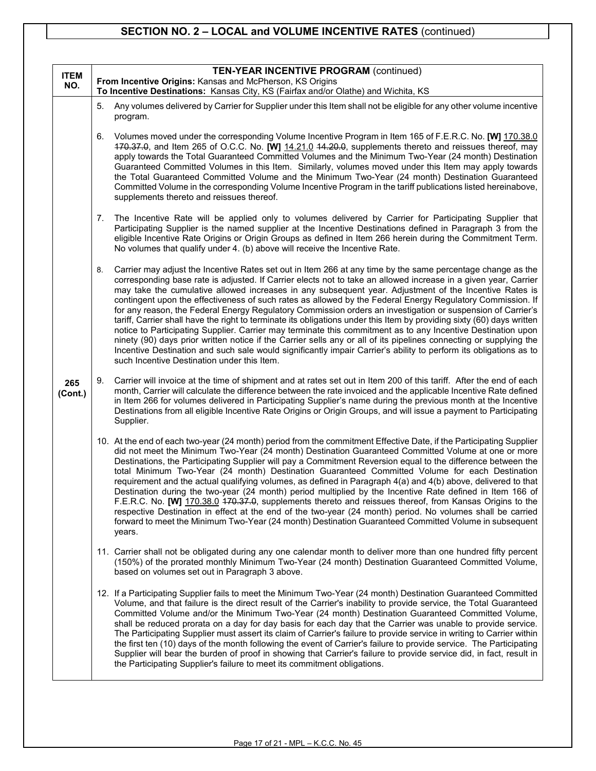## SECTION NO. 2 – LOCAL and VOLUME INCENTIVE RATES (continued)

| ITEM NO. | TEN-YEAR INCENTIVE PROGRAM (continued) **From Incentive Origins:** Kansas and McPherson, KS Origins **To Incentive Destinations:** Kansas City, KS (Fairfax and/or Olathe) and Wichita, KS |
|---|---|
| 265 (Cont.) | 5. Any volumes delivered by Carrier for Supplier under this Item shall not be eligible for any other volume incentive program. <br><br> 6. Volumes moved under the corresponding Volume Incentive Program in Item 165 of F.E.R.C. No. **[W]** 170.38.0 ~~170.37.0~~, and Item 265 of O.C.C. No. **[W]** 14.21.0 ~~14.20.0~~, supplements thereto and reissues thereof, may apply towards the Total Guaranteed Committed Volumes and the Minimum Two-Year (24 month) Destination Guaranteed Committed Volumes in this Item. Similarly, volumes moved under this Item may apply towards the Total Guaranteed Committed Volume and the Minimum Two-Year (24 month) Destination Guaranteed Committed Volume in the corresponding Volume Incentive Program in the tariff publications listed hereinabove, supplements thereto and reissues thereof. <br><br> 7. The Incentive Rate will be applied only to volumes delivered by Carrier for Participating Supplier that Participating Supplier is the named supplier at the Incentive Destinations defined in Paragraph 3 from the eligible Incentive Rate Origins or Origin Groups as defined in Item 266 herein during the Commitment Term. No volumes that qualify under 4. (b) above will receive the Incentive Rate. <br><br> 8. Carrier may adjust the Incentive Rates set out in Item 266 at any time by the same percentage change as the corresponding base rate is adjusted. If Carrier elects not to take an allowed increase in a given year, Carrier may take the cumulative allowed increases in any subsequent year. Adjustment of the Incentive Rates is contingent upon the effectiveness of such rates as allowed by the Federal Energy Regulatory Commission. If for any reason, the Federal Energy Regulatory Commission orders an investigation or suspension of Carrier's tariff, Carrier shall have the right to terminate its obligations under this Item by providing sixty (60) days written notice to Participating Supplier. Carrier may terminate this commitment as to any Incentive Destination upon ninety (90) days prior written notice if the Carrier sells any or all of its pipelines connecting or supplying the Incentive Destination and such sale would significantly impair Carrier's ability to perform its obligations as to such Incentive Destination under this Item. <br><br> 9. Carrier will invoice at the time of shipment and at rates set out in Item 200 of this tariff. After the end of each month, Carrier will calculate the difference between the rate invoiced and the applicable Incentive Rate defined in Item 266 for volumes delivered in Participating Supplier's name during the previous month at the Incentive Destinations from all eligible Incentive Rate Origins or Origin Groups, and will issue a payment to Participating Supplier. <br><br> 10. At the end of each two-year (24 month) period from the commitment Effective Date, if the Participating Supplier did not meet the Minimum Two-Year (24 month) Destination Guaranteed Committed Volume at one or more Destinations, the Participating Supplier will pay a Commitment Reversion equal to the difference between the total Minimum Two-Year (24 month) Destination Guaranteed Committed Volume for each Destination requirement and the actual qualifying volumes, as defined in Paragraph 4(a) and 4(b) above, delivered to that Destination during the two-year (24 month) period multiplied by the Incentive Rate defined in Item 166 of F.E.R.C. No. **[W]** 170.38.0 ~~170.37.0~~, supplements thereto and reissues thereof, from Kansas Origins to the respective Destination in effect at the end of the two-year (24 month) period. No volumes shall be carried forward to meet the Minimum Two-Year (24 month) Destination Guaranteed Committed Volume in subsequent years. <br><br> 11. Carrier shall not be obligated during any one calendar month to deliver more than one hundred fifty percent (150%) of the prorated monthly Minimum Two-Year (24 month) Destination Guaranteed Committed Volume, based on volumes set out in Paragraph 3 above. <br><br> 12. If a Participating Supplier fails to meet the Minimum Two-Year (24 month) Destination Guaranteed Committed Volume, and that failure is the direct result of the Carrier's inability to provide service, the Total Guaranteed Committed Volume and/or the Minimum Two-Year (24 month) Destination Guaranteed Committed Volume, shall be reduced prorata on a day for day basis for each day that the Carrier was unable to provide service. The Participating Supplier must assert its claim of Carrier's failure to provide service in writing to Carrier within the first ten (10) days of the month following the event of Carrier's failure to provide service. The Participating Supplier will bear the burden of proof in showing that Carrier's failure to provide service did, in fact, result in the Participating Supplier's failure to meet its commitment obligations. |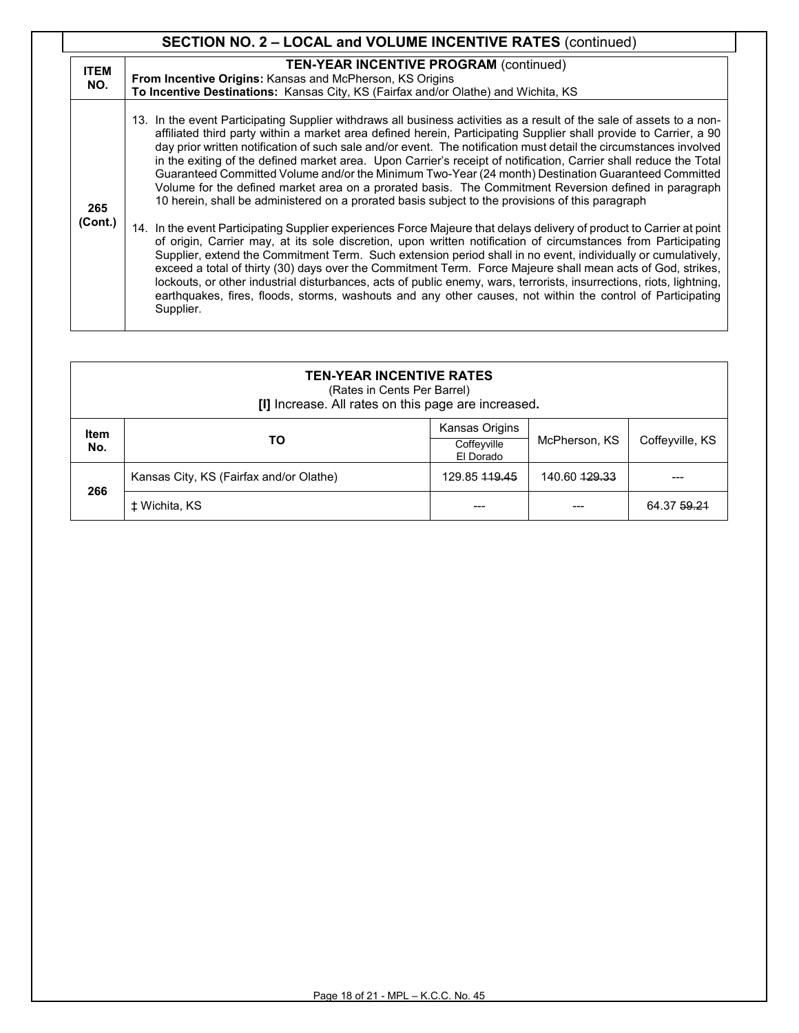## SECTION NO. 2 – LOCAL and VOLUME INCENTIVE RATES (continued)

| ITEM NO. | TEN-YEAR INCENTIVE PROGRAM (continued)<br>**From Incentive Origins:** Kansas and McPherson, KS Origins<br>**To Incentive Destinations:** Kansas City, KS (Fairfax and/or Olathe) and Wichita, KS |
|---|---|
| 265 (Cont.) | 13. In the event Participating Supplier withdraws all business activities as a result of the sale of assets to a non-affiliated third party within a market area defined herein, Participating Supplier shall provide to Carrier, a 90 day prior written notification of such sale and/or event. The notification must detail the circumstances involved in the exiting of the defined market area. Upon Carrier's receipt of notification, Carrier shall reduce the Total Guaranteed Committed Volume and/or the Minimum Two-Year (24 month) Destination Guaranteed Committed Volume for the defined market area on a prorated basis. The Commitment Reversion defined in paragraph 10 herein, shall be administered on a prorated basis subject to the provisions of this paragraph<br><br>14. In the event Participating Supplier experiences Force Majeure that delays delivery of product to Carrier at point of origin, Carrier may, at its sole discretion, upon written notification of circumstances from Participating Supplier, extend the Commitment Term. Such extension period shall in no event, individually or cumulatively, exceed a total of thirty (30) days over the Commitment Term. Force Majeure shall mean acts of God, strikes, lockouts, or other industrial disturbances, acts of public enemy, wars, terrorists, insurrections, riots, lightning, earthquakes, fires, floods, storms, washouts and any other causes, not within the control of Participating Supplier. |

**TEN-YEAR INCENTIVE RATES**
(Rates in Cents Per Barrel)
**[I]** Increase. All rates on this page are increased**.**

| Item No. | TO | Kansas Origins<br>Coffeyville<br>El Dorado | McPherson, KS | Coffeyville, KS |
|---|---|---|---|---|
| 266 | Kansas City, KS (Fairfax and/or Olathe) | 129.85 ~~119.45~~ | 140.60 ~~129.33~~ | --- |
| | ‡ Wichita, KS | --- | --- | 64.37 ~~59.21~~ |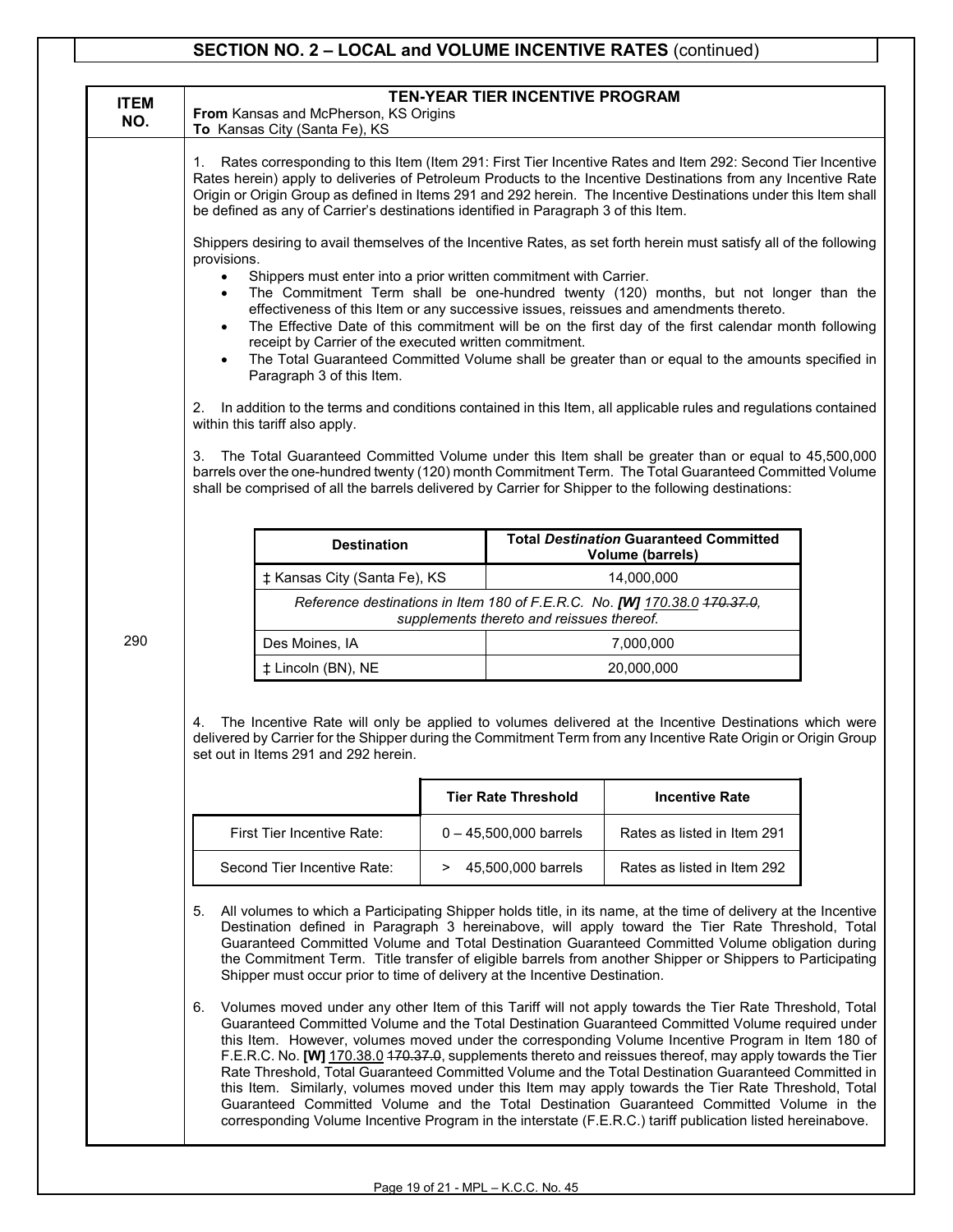## SECTION NO. 2 – LOCAL and VOLUME INCENTIVE RATES (continued)

| ITEM NO. | TEN-YEAR TIER INCENTIVE PROGRAM |
|---|---|
| | **From** Kansas and McPherson, KS Origins<br>**To** Kansas City (Santa Fe), KS |

**ITEM 290**

1. Rates corresponding to this Item (Item 291: First Tier Incentive Rates and Item 292: Second Tier Incentive Rates herein) apply to deliveries of Petroleum Products to the Incentive Destinations from any Incentive Rate Origin or Origin Group as defined in Items 291 and 292 herein. The Incentive Destinations under this Item shall be defined as any of Carrier's destinations identified in Paragraph 3 of this Item.

Shippers desiring to avail themselves of the Incentive Rates, as set forth herein must satisfy all of the following provisions.

- Shippers must enter into a prior written commitment with Carrier.
- The Commitment Term shall be one-hundred twenty (120) months, but not longer than the effectiveness of this Item or any successive issues, reissues and amendments thereto.
- The Effective Date of this commitment will be on the first day of the first calendar month following receipt by Carrier of the executed written commitment.
- The Total Guaranteed Committed Volume shall be greater than or equal to the amounts specified in Paragraph 3 of this Item.

2. In addition to the terms and conditions contained in this Item, all applicable rules and regulations contained within this tariff also apply.

3. The Total Guaranteed Committed Volume under this Item shall be greater than or equal to 45,500,000 barrels over the one-hundred twenty (120) month Commitment Term. The Total Guaranteed Committed Volume shall be comprised of all the barrels delivered by Carrier for Shipper to the following destinations:

| Destination | Total *Destination* Guaranteed Committed Volume (barrels) |
|---|---|
| ‡ Kansas City (Santa Fe), KS | 14,000,000 |
| *Reference destinations in Item 180 of F.E.R.C. No. **[W]** 170.38.0 ~~170.37.0~~, supplements thereto and reissues thereof.* | |
| Des Moines, IA | 7,000,000 |
| ‡ Lincoln (BN), NE | 20,000,000 |

4. The Incentive Rate will only be applied to volumes delivered at the Incentive Destinations which were delivered by Carrier for the Shipper during the Commitment Term from any Incentive Rate Origin or Origin Group set out in Items 291 and 292 herein.

| | Tier Rate Threshold | Incentive Rate |
|---|---|---|
| First Tier Incentive Rate: | 0 – 45,500,000 barrels | Rates as listed in Item 291 |
| Second Tier Incentive Rate: | > 45,500,000 barrels | Rates as listed in Item 292 |

5. All volumes to which a Participating Shipper holds title, in its name, at the time of delivery at the Incentive Destination defined in Paragraph 3 hereinabove, will apply toward the Tier Rate Threshold, Total Guaranteed Committed Volume and Total Destination Guaranteed Committed Volume obligation during the Commitment Term. Title transfer of eligible barrels from another Shipper or Shippers to Participating Shipper must occur prior to time of delivery at the Incentive Destination.

6. Volumes moved under any other Item of this Tariff will not apply towards the Tier Rate Threshold, Total Guaranteed Committed Volume and the Total Destination Guaranteed Committed Volume required under this Item. However, volumes moved under the corresponding Volume Incentive Program in Item 180 of F.E.R.C. No. **[W]** 170.38.0 ~~170.37.0~~, supplements thereto and reissues thereof, may apply towards the Tier Rate Threshold, Total Guaranteed Committed Volume and the Total Destination Guaranteed Committed in this Item. Similarly, volumes moved under this Item may apply towards the Tier Rate Threshold, Total Guaranteed Committed Volume and the Total Destination Guaranteed Committed Volume in the corresponding Volume Incentive Program in the interstate (F.E.R.C.) tariff publication listed hereinabove.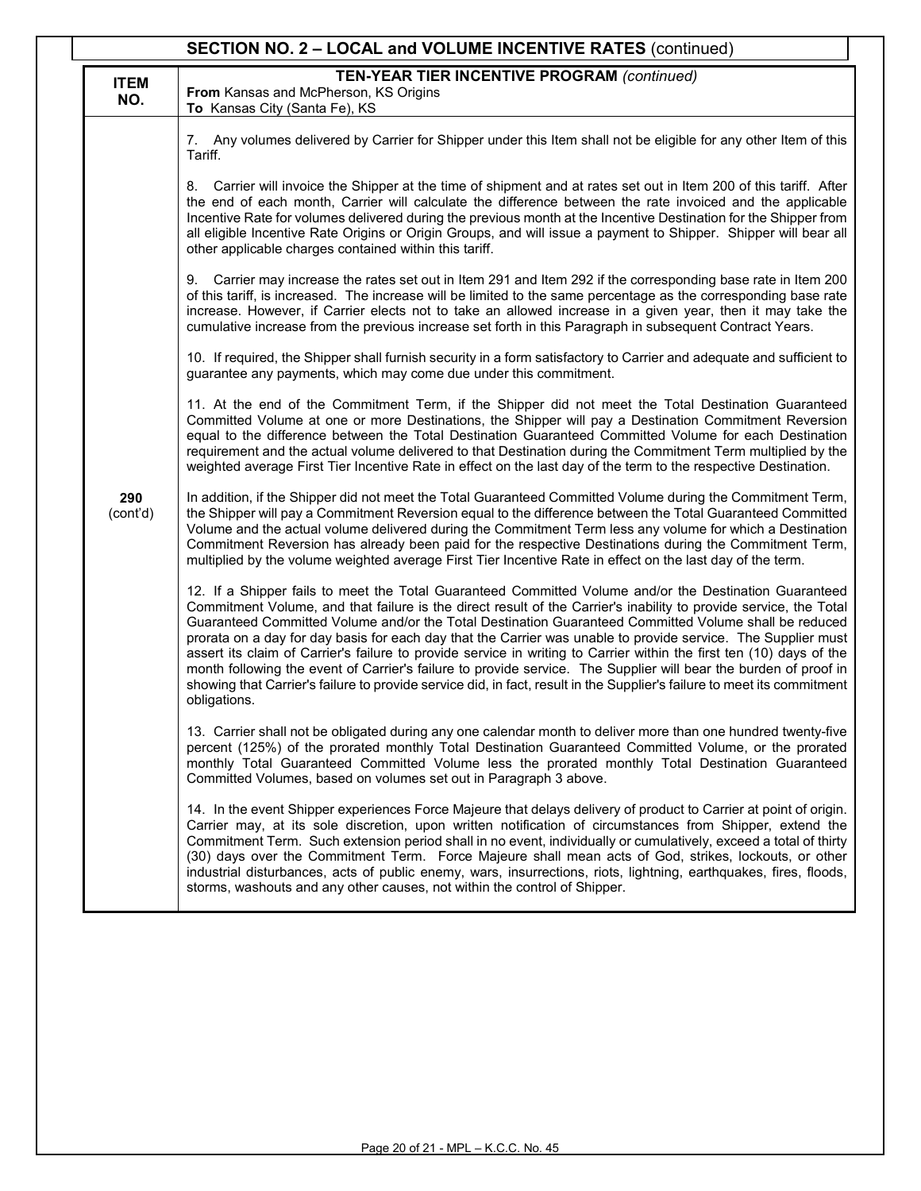## SECTION NO. 2 – LOCAL and VOLUME INCENTIVE RATES (continued)

| ITEM NO. | **TEN-YEAR TIER INCENTIVE PROGRAM** *(continued)*<br>**From** Kansas and McPherson, KS Origins<br>**To** Kansas City (Santa Fe), KS |
|---|---|
| 290 (cont'd) | 7. Any volumes delivered by Carrier for Shipper under this Item shall not be eligible for any other Item of this Tariff.<br><br>8. Carrier will invoice the Shipper at the time of shipment and at rates set out in Item 200 of this tariff. After the end of each month, Carrier will calculate the difference between the rate invoiced and the applicable Incentive Rate for volumes delivered during the previous month at the Incentive Destination for the Shipper from all eligible Incentive Rate Origins or Origin Groups, and will issue a payment to Shipper. Shipper will bear all other applicable charges contained within this tariff.<br><br>9. Carrier may increase the rates set out in Item 291 and Item 292 if the corresponding base rate in Item 200 of this tariff, is increased. The increase will be limited to the same percentage as the corresponding base rate increase. However, if Carrier elects not to take an allowed increase in a given year, then it may take the cumulative increase from the previous increase set forth in this Paragraph in subsequent Contract Years.<br><br>10. If required, the Shipper shall furnish security in a form satisfactory to Carrier and adequate and sufficient to guarantee any payments, which may come due under this commitment.<br><br>11. At the end of the Commitment Term, if the Shipper did not meet the Total Destination Guaranteed Committed Volume at one or more Destinations, the Shipper will pay a Destination Commitment Reversion equal to the difference between the Total Destination Guaranteed Committed Volume for each Destination requirement and the actual volume delivered to that Destination during the Commitment Term multiplied by the weighted average First Tier Incentive Rate in effect on the last day of the term to the respective Destination.<br><br>In addition, if the Shipper did not meet the Total Guaranteed Committed Volume during the Commitment Term, the Shipper will pay a Commitment Reversion equal to the difference between the Total Guaranteed Committed Volume and the actual volume delivered during the Commitment Term less any volume for which a Destination Commitment Reversion has already been paid for the respective Destinations during the Commitment Term, multiplied by the volume weighted average First Tier Incentive Rate in effect on the last day of the term.<br><br>12. If a Shipper fails to meet the Total Guaranteed Committed Volume and/or the Destination Guaranteed Commitment Volume, and that failure is the direct result of the Carrier's inability to provide service, the Total Guaranteed Committed Volume and/or the Total Destination Guaranteed Committed Volume shall be reduced prorata on a day for day basis for each day that the Carrier was unable to provide service. The Supplier must assert its claim of Carrier's failure to provide service in writing to Carrier within the first ten (10) days of the month following the event of Carrier's failure to provide service. The Supplier will bear the burden of proof in showing that Carrier's failure to provide service did, in fact, result in the Supplier's failure to meet its commitment obligations.<br><br>13. Carrier shall not be obligated during any one calendar month to deliver more than one hundred twenty-five percent (125%) of the prorated monthly Total Destination Guaranteed Committed Volume, or the prorated monthly Total Guaranteed Committed Volume less the prorated monthly Total Destination Guaranteed Committed Volumes, based on volumes set out in Paragraph 3 above.<br><br>14. In the event Shipper experiences Force Majeure that delays delivery of product to Carrier at point of origin. Carrier may, at its sole discretion, upon written notification of circumstances from Shipper, extend the Commitment Term. Such extension period shall in no event, individually or cumulatively, exceed a total of thirty (30) days over the Commitment Term. Force Majeure shall mean acts of God, strikes, lockouts, or other industrial disturbances, acts of public enemy, wars, insurrections, riots, lightning, earthquakes, fires, floods, storms, washouts and any other causes, not within the control of Shipper. |

Page 20 of 21 - MPL – K.C.C. No. 45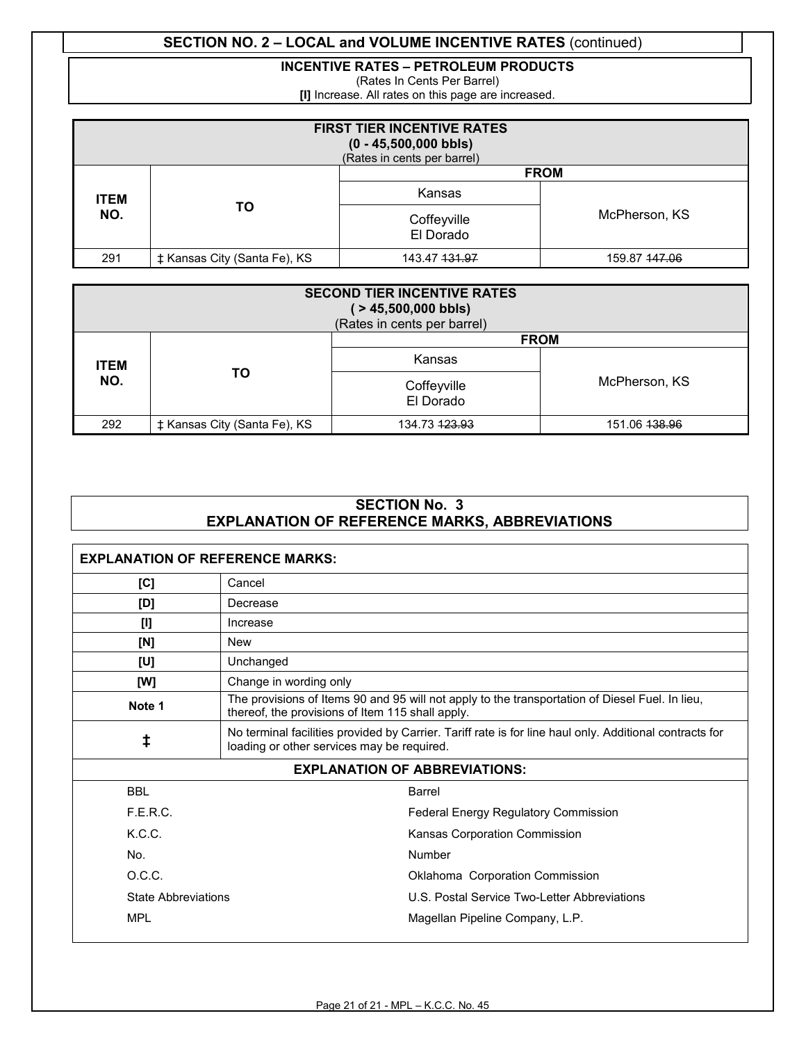## SECTION NO. 2 – LOCAL and VOLUME INCENTIVE RATES (continued)

**INCENTIVE RATES – PETROLEUM PRODUCTS**
(Rates In Cents Per Barrel)
**[I]** Increase. All rates on this page are increased.

**FIRST TIER INCENTIVE RATES**
**(0 - 45,500,000 bbls)**
(Rates in cents per barrel)

| ITEM NO. | TO | FROM | |
|---|---|---|---|
| | | Kansas | McPherson, KS |
| | | Coffeyville El Dorado | |
| 291 | ‡ Kansas City (Santa Fe), KS | 143.47 ~~131.97~~ | 159.87 ~~147.06~~ |

**SECOND TIER INCENTIVE RATES**
**( > 45,500,000 bbls)**
(Rates in cents per barrel)

| ITEM NO. | TO | FROM | |
|---|---|---|---|
| | | Kansas | McPherson, KS |
| | | Coffeyville El Dorado | |
| 292 | ‡ Kansas City (Santa Fe), KS | 134.73 ~~123.93~~ | 151.06 ~~138.96~~ |

## SECTION No. 3
## EXPLANATION OF REFERENCE MARKS, ABBREVIATIONS

**EXPLANATION OF REFERENCE MARKS:**

| | |
|---|---|
| **[C]** | Cancel |
| **[D]** | Decrease |
| **[I]** | Increase |
| **[N]** | New |
| **[U]** | Unchanged |
| **[W]** | Change in wording only |
| **Note 1** | The provisions of Items 90 and 95 will not apply to the transportation of Diesel Fuel. In lieu, thereof, the provisions of Item 115 shall apply. |
| **‡** | No terminal facilities provided by Carrier. Tariff rate is for line haul only. Additional contracts for loading or other services may be required. |

**EXPLANATION OF ABBREVIATIONS:**

| | |
|---|---|
| BBL | Barrel |
| F.E.R.C. | Federal Energy Regulatory Commission |
| K.C.C. | Kansas Corporation Commission |
| No. | Number |
| O.C.C. | Oklahoma Corporation Commission |
| State Abbreviations | U.S. Postal Service Two-Letter Abbreviations |
| MPL | Magellan Pipeline Company, L.P. |